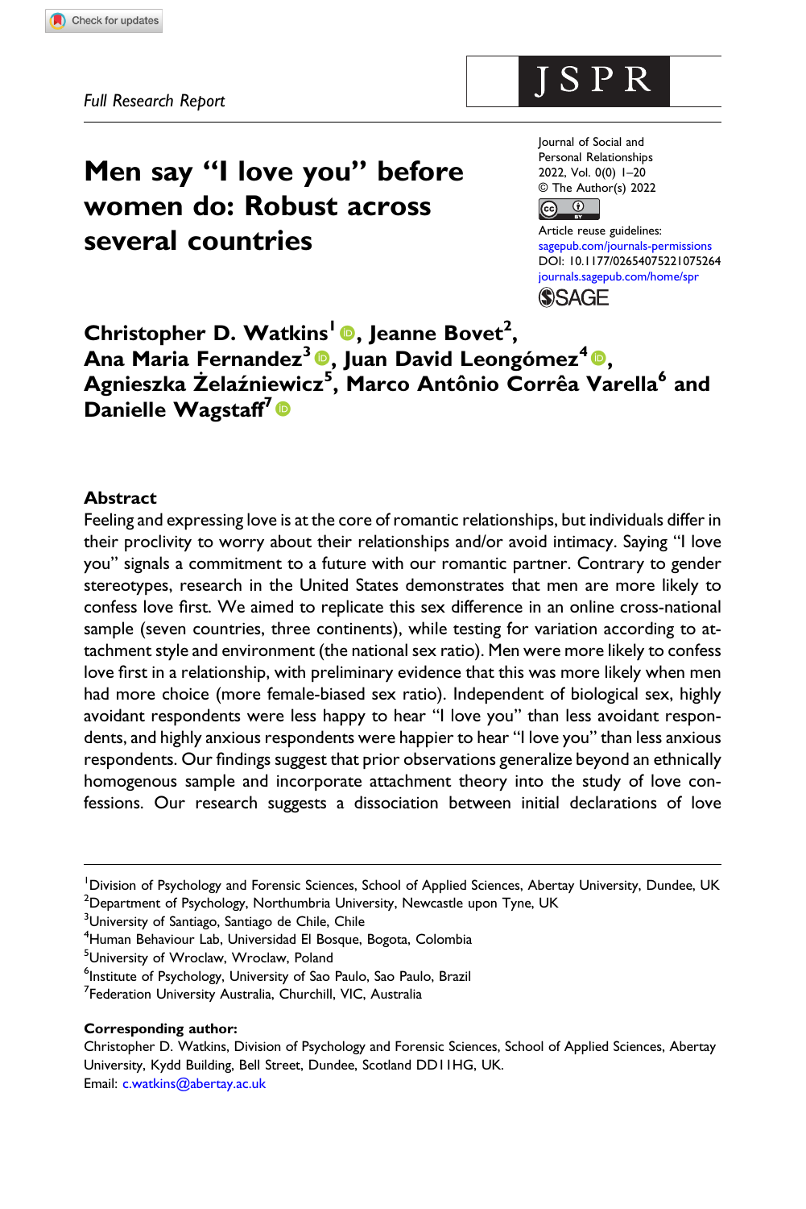Full Research Report

# Men say "I love you" before women do: Robust across several countries

Journal of Social and Personal Relationships
2022, Vol. 0(0) 1–20
© The Author(s) 2022
Article reuse guidelines:
sagepub.com/journals-permissions
DOI: 10.1177/02654075221075264
journals.sagepub.com/home/spr

**Christopher D. Watkins[1], Jeanne Bovet[2], Ana Maria Fernandez[3], Juan David Leongómez[4], Agnieszka Żelaźniewicz[5], Marco Antônio Corrêa Varella[6] and Danielle Wagstaff[7]**

## Abstract

Feeling and expressing love is at the core of romantic relationships, but individuals differ in their proclivity to worry about their relationships and/or avoid intimacy. Saying "I love you" signals a commitment to a future with our romantic partner. Contrary to gender stereotypes, research in the United States demonstrates that men are more likely to confess love first. We aimed to replicate this sex difference in an online cross-national sample (seven countries, three continents), while testing for variation according to attachment style and environment (the national sex ratio). Men were more likely to confess love first in a relationship, with preliminary evidence that this was more likely when men had more choice (more female-biased sex ratio). Independent of biological sex, highly avoidant respondents were less happy to hear "I love you" than less avoidant respondents, and highly anxious respondents were happier to hear "I love you" than less anxious respondents. Our findings suggest that prior observations generalize beyond an ethnically homogenous sample and incorporate attachment theory into the study of love confessions. Our research suggests a dissociation between initial declarations of love

---

[1] Division of Psychology and Forensic Sciences, School of Applied Sciences, Abertay University, Dundee, UK
[2] Department of Psychology, Northumbria University, Newcastle upon Tyne, UK
[3] University of Santiago, Santiago de Chile, Chile
[4] Human Behaviour Lab, Universidad El Bosque, Bogota, Colombia
[5] University of Wroclaw, Wroclaw, Poland
[6] Institute of Psychology, University of Sao Paulo, Sao Paulo, Brazil
[7] Federation University Australia, Churchill, VIC, Australia

**Corresponding author:**
Christopher D. Watkins, Division of Psychology and Forensic Sciences, School of Applied Sciences, Abertay University, Kydd Building, Bell Street, Dundee, Scotland DD1 1HG, UK.
Email: c.watkins@abertay.ac.uk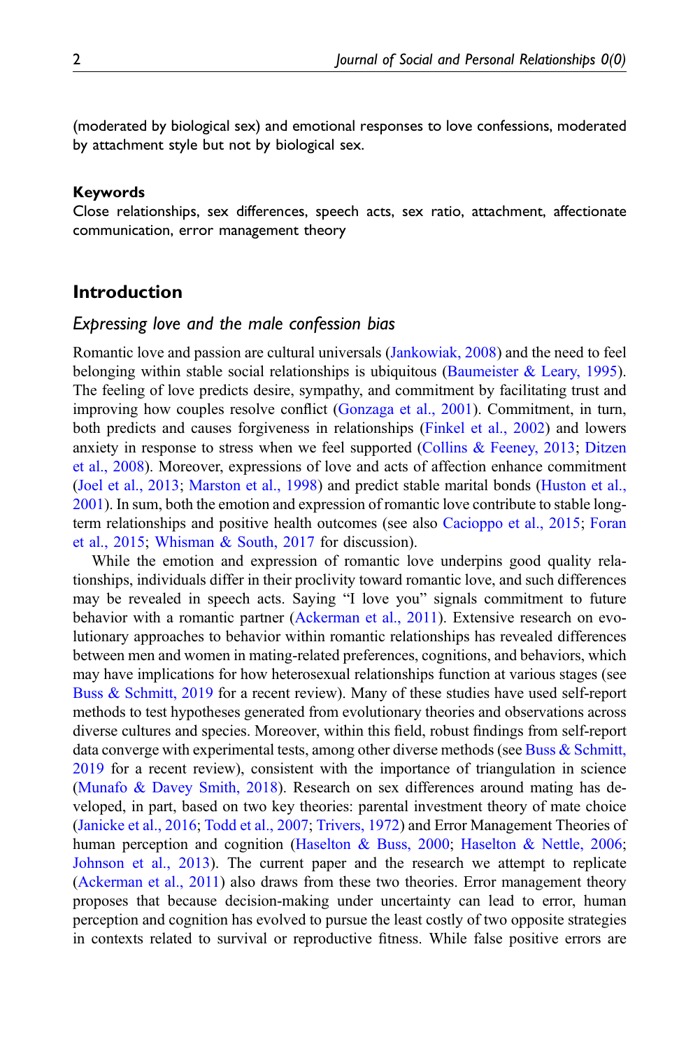(moderated by biological sex) and emotional responses to love confessions, moderated by attachment style but not by biological sex.

**Keywords**

Close relationships, sex differences, speech acts, sex ratio, attachment, affectionate communication, error management theory

## Introduction

### *Expressing love and the male confession bias*

Romantic love and passion are cultural universals (Jankowiak, 2008) and the need to feel belonging within stable social relationships is ubiquitous (Baumeister & Leary, 1995). The feeling of love predicts desire, sympathy, and commitment by facilitating trust and improving how couples resolve conflict (Gonzaga et al., 2001). Commitment, in turn, both predicts and causes forgiveness in relationships (Finkel et al., 2002) and lowers anxiety in response to stress when we feel supported (Collins & Feeney, 2013; Ditzen et al., 2008). Moreover, expressions of love and acts of affection enhance commitment (Joel et al., 2013; Marston et al., 1998) and predict stable marital bonds (Huston et al., 2001). In sum, both the emotion and expression of romantic love contribute to stable long-term relationships and positive health outcomes (see also Cacioppo et al., 2015; Foran et al., 2015; Whisman & South, 2017 for discussion).

While the emotion and expression of romantic love underpins good quality relationships, individuals differ in their proclivity toward romantic love, and such differences may be revealed in speech acts. Saying "I love you" signals commitment to future behavior with a romantic partner (Ackerman et al., 2011). Extensive research on evolutionary approaches to behavior within romantic relationships has revealed differences between men and women in mating-related preferences, cognitions, and behaviors, which may have implications for how heterosexual relationships function at various stages (see Buss & Schmitt, 2019 for a recent review). Many of these studies have used self-report methods to test hypotheses generated from evolutionary theories and observations across diverse cultures and species. Moreover, within this field, robust findings from self-report data converge with experimental tests, among other diverse methods (see Buss & Schmitt, 2019 for a recent review), consistent with the importance of triangulation in science (Munafo & Davey Smith, 2018). Research on sex differences around mating has developed, in part, based on two key theories: parental investment theory of mate choice (Janicke et al., 2016; Todd et al., 2007; Trivers, 1972) and Error Management Theories of human perception and cognition (Haselton & Buss, 2000; Haselton & Nettle, 2006; Johnson et al., 2013). The current paper and the research we attempt to replicate (Ackerman et al., 2011) also draws from these two theories. Error management theory proposes that because decision-making under uncertainty can lead to error, human perception and cognition has evolved to pursue the least costly of two opposite strategies in contexts related to survival or reproductive fitness. While false positive errors are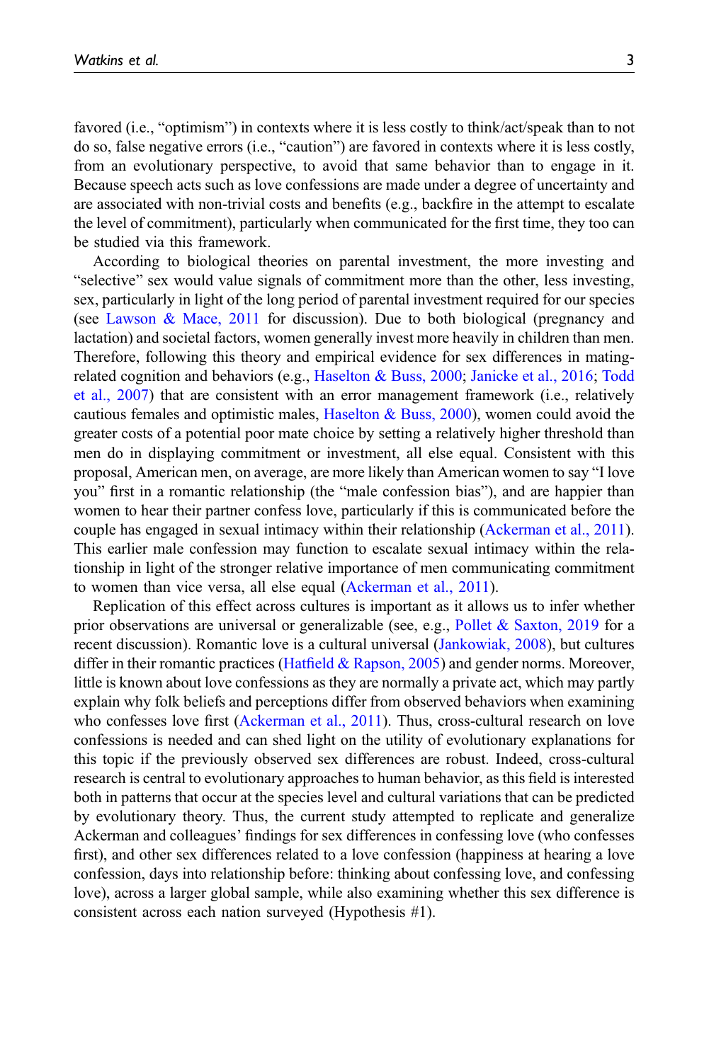favored (i.e., "optimism") in contexts where it is less costly to think/act/speak than to not do so, false negative errors (i.e., "caution") are favored in contexts where it is less costly, from an evolutionary perspective, to avoid that same behavior than to engage in it. Because speech acts such as love confessions are made under a degree of uncertainty and are associated with non-trivial costs and benefits (e.g., backfire in the attempt to escalate the level of commitment), particularly when communicated for the first time, they too can be studied via this framework.

According to biological theories on parental investment, the more investing and "selective" sex would value signals of commitment more than the other, less investing, sex, particularly in light of the long period of parental investment required for our species (see Lawson & Mace, 2011 for discussion). Due to both biological (pregnancy and lactation) and societal factors, women generally invest more heavily in children than men. Therefore, following this theory and empirical evidence for sex differences in mating-related cognition and behaviors (e.g., Haselton & Buss, 2000; Janicke et al., 2016; Todd et al., 2007) that are consistent with an error management framework (i.e., relatively cautious females and optimistic males, Haselton & Buss, 2000), women could avoid the greater costs of a potential poor mate choice by setting a relatively higher threshold than men do in displaying commitment or investment, all else equal. Consistent with this proposal, American men, on average, are more likely than American women to say "I love you" first in a romantic relationship (the "male confession bias"), and are happier than women to hear their partner confess love, particularly if this is communicated before the couple has engaged in sexual intimacy within their relationship (Ackerman et al., 2011). This earlier male confession may function to escalate sexual intimacy within the relationship in light of the stronger relative importance of men communicating commitment to women than vice versa, all else equal (Ackerman et al., 2011).

Replication of this effect across cultures is important as it allows us to infer whether prior observations are universal or generalizable (see, e.g., Pollet & Saxton, 2019 for a recent discussion). Romantic love is a cultural universal (Jankowiak, 2008), but cultures differ in their romantic practices (Hatfield & Rapson, 2005) and gender norms. Moreover, little is known about love confessions as they are normally a private act, which may partly explain why folk beliefs and perceptions differ from observed behaviors when examining who confesses love first (Ackerman et al., 2011). Thus, cross-cultural research on love confessions is needed and can shed light on the utility of evolutionary explanations for this topic if the previously observed sex differences are robust. Indeed, cross-cultural research is central to evolutionary approaches to human behavior, as this field is interested both in patterns that occur at the species level and cultural variations that can be predicted by evolutionary theory. Thus, the current study attempted to replicate and generalize Ackerman and colleagues' findings for sex differences in confessing love (who confesses first), and other sex differences related to a love confession (happiness at hearing a love confession, days into relationship before: thinking about confessing love, and confessing love), across a larger global sample, while also examining whether this sex difference is consistent across each nation surveyed (Hypothesis #1).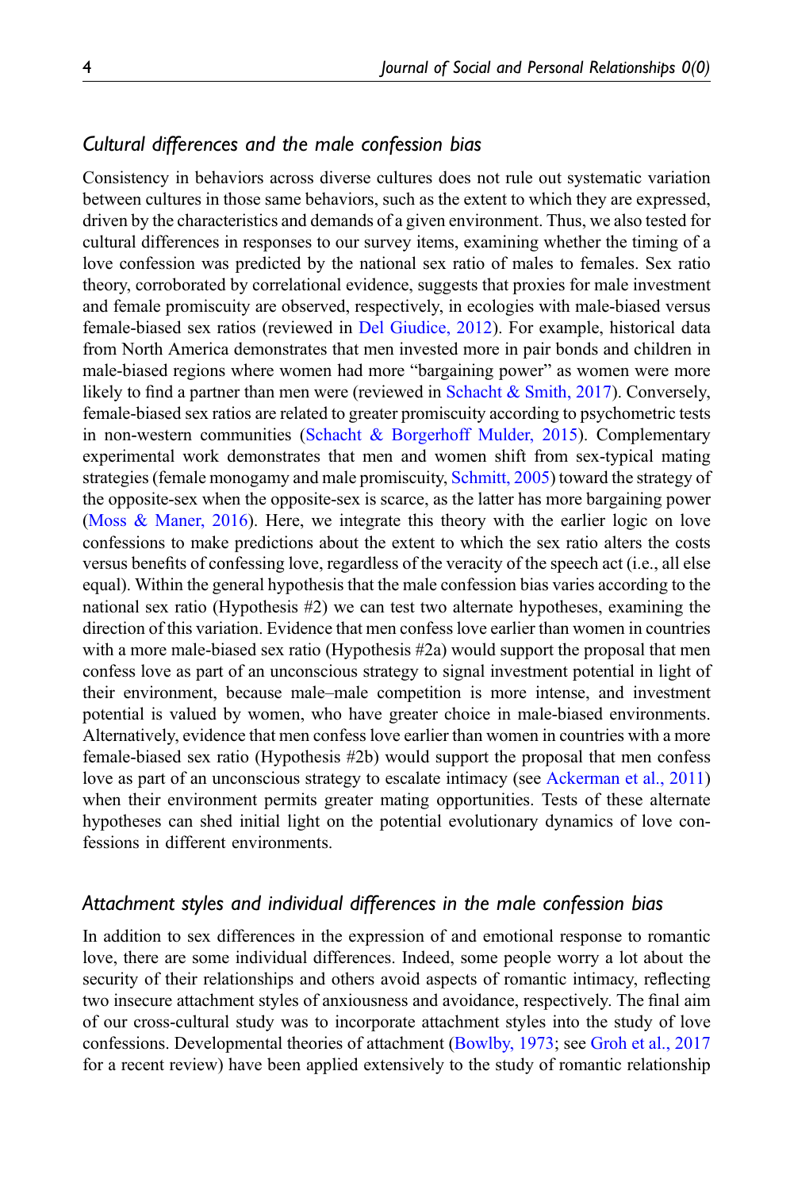### *Cultural differences and the male confession bias*

Consistency in behaviors across diverse cultures does not rule out systematic variation between cultures in those same behaviors, such as the extent to which they are expressed, driven by the characteristics and demands of a given environment. Thus, we also tested for cultural differences in responses to our survey items, examining whether the timing of a love confession was predicted by the national sex ratio of males to females. Sex ratio theory, corroborated by correlational evidence, suggests that proxies for male investment and female promiscuity are observed, respectively, in ecologies with male-biased versus female-biased sex ratios (reviewed in Del Giudice, 2012). For example, historical data from North America demonstrates that men invested more in pair bonds and children in male-biased regions where women had more "bargaining power" as women were more likely to find a partner than men were (reviewed in Schacht & Smith, 2017). Conversely, female-biased sex ratios are related to greater promiscuity according to psychometric tests in non-western communities (Schacht & Borgerhoff Mulder, 2015). Complementary experimental work demonstrates that men and women shift from sex-typical mating strategies (female monogamy and male promiscuity, Schmitt, 2005) toward the strategy of the opposite-sex when the opposite-sex is scarce, as the latter has more bargaining power (Moss & Maner, 2016). Here, we integrate this theory with the earlier logic on love confessions to make predictions about the extent to which the sex ratio alters the costs versus benefits of confessing love, regardless of the veracity of the speech act (i.e., all else equal). Within the general hypothesis that the male confession bias varies according to the national sex ratio (Hypothesis #2) we can test two alternate hypotheses, examining the direction of this variation. Evidence that men confess love earlier than women in countries with a more male-biased sex ratio (Hypothesis #2a) would support the proposal that men confess love as part of an unconscious strategy to signal investment potential in light of their environment, because male–male competition is more intense, and investment potential is valued by women, who have greater choice in male-biased environments. Alternatively, evidence that men confess love earlier than women in countries with a more female-biased sex ratio (Hypothesis #2b) would support the proposal that men confess love as part of an unconscious strategy to escalate intimacy (see Ackerman et al., 2011) when their environment permits greater mating opportunities. Tests of these alternate hypotheses can shed initial light on the potential evolutionary dynamics of love confessions in different environments.

### *Attachment styles and individual differences in the male confession bias*

In addition to sex differences in the expression of and emotional response to romantic love, there are some individual differences. Indeed, some people worry a lot about the security of their relationships and others avoid aspects of romantic intimacy, reflecting two insecure attachment styles of anxiousness and avoidance, respectively. The final aim of our cross-cultural study was to incorporate attachment styles into the study of love confessions. Developmental theories of attachment (Bowlby, 1973; see Groh et al., 2017 for a recent review) have been applied extensively to the study of romantic relationship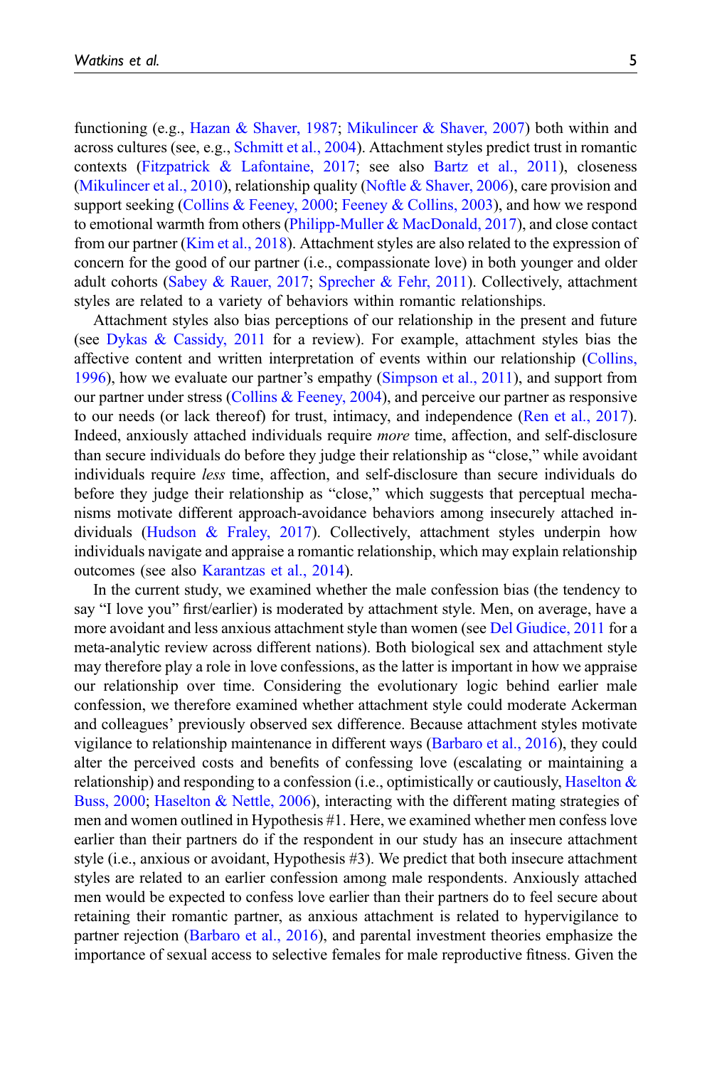functioning (e.g., Hazan & Shaver, 1987; Mikulincer & Shaver, 2007) both within and across cultures (see, e.g., Schmitt et al., 2004). Attachment styles predict trust in romantic contexts (Fitzpatrick & Lafontaine, 2017; see also Bartz et al., 2011), closeness (Mikulincer et al., 2010), relationship quality (Noftle & Shaver, 2006), care provision and support seeking (Collins & Feeney, 2000; Feeney & Collins, 2003), and how we respond to emotional warmth from others (Philipp-Muller & MacDonald, 2017), and close contact from our partner (Kim et al., 2018). Attachment styles are also related to the expression of concern for the good of our partner (i.e., compassionate love) in both younger and older adult cohorts (Sabey & Rauer, 2017; Sprecher & Fehr, 2011). Collectively, attachment styles are related to a variety of behaviors within romantic relationships.

Attachment styles also bias perceptions of our relationship in the present and future (see Dykas & Cassidy, 2011 for a review). For example, attachment styles bias the affective content and written interpretation of events within our relationship (Collins, 1996), how we evaluate our partner's empathy (Simpson et al., 2011), and support from our partner under stress (Collins & Feeney, 2004), and perceive our partner as responsive to our needs (or lack thereof) for trust, intimacy, and independence (Ren et al., 2017). Indeed, anxiously attached individuals require *more* time, affection, and self-disclosure than secure individuals do before they judge their relationship as "close," while avoidant individuals require *less* time, affection, and self-disclosure than secure individuals do before they judge their relationship as "close," which suggests that perceptual mechanisms motivate different approach-avoidance behaviors among insecurely attached individuals (Hudson & Fraley, 2017). Collectively, attachment styles underpin how individuals navigate and appraise a romantic relationship, which may explain relationship outcomes (see also Karantzas et al., 2014).

In the current study, we examined whether the male confession bias (the tendency to say "I love you" first/earlier) is moderated by attachment style. Men, on average, have a more avoidant and less anxious attachment style than women (see Del Giudice, 2011 for a meta-analytic review across different nations). Both biological sex and attachment style may therefore play a role in love confessions, as the latter is important in how we appraise our relationship over time. Considering the evolutionary logic behind earlier male confession, we therefore examined whether attachment style could moderate Ackerman and colleagues' previously observed sex difference. Because attachment styles motivate vigilance to relationship maintenance in different ways (Barbaro et al., 2016), they could alter the perceived costs and benefits of confessing love (escalating or maintaining a relationship) and responding to a confession (i.e., optimistically or cautiously, Haselton & Buss, 2000; Haselton & Nettle, 2006), interacting with the different mating strategies of men and women outlined in Hypothesis #1. Here, we examined whether men confess love earlier than their partners do if the respondent in our study has an insecure attachment style (i.e., anxious or avoidant, Hypothesis #3). We predict that both insecure attachment styles are related to an earlier confession among male respondents. Anxiously attached men would be expected to confess love earlier than their partners do to feel secure about retaining their romantic partner, as anxious attachment is related to hypervigilance to partner rejection (Barbaro et al., 2016), and parental investment theories emphasize the importance of sexual access to selective females for male reproductive fitness. Given the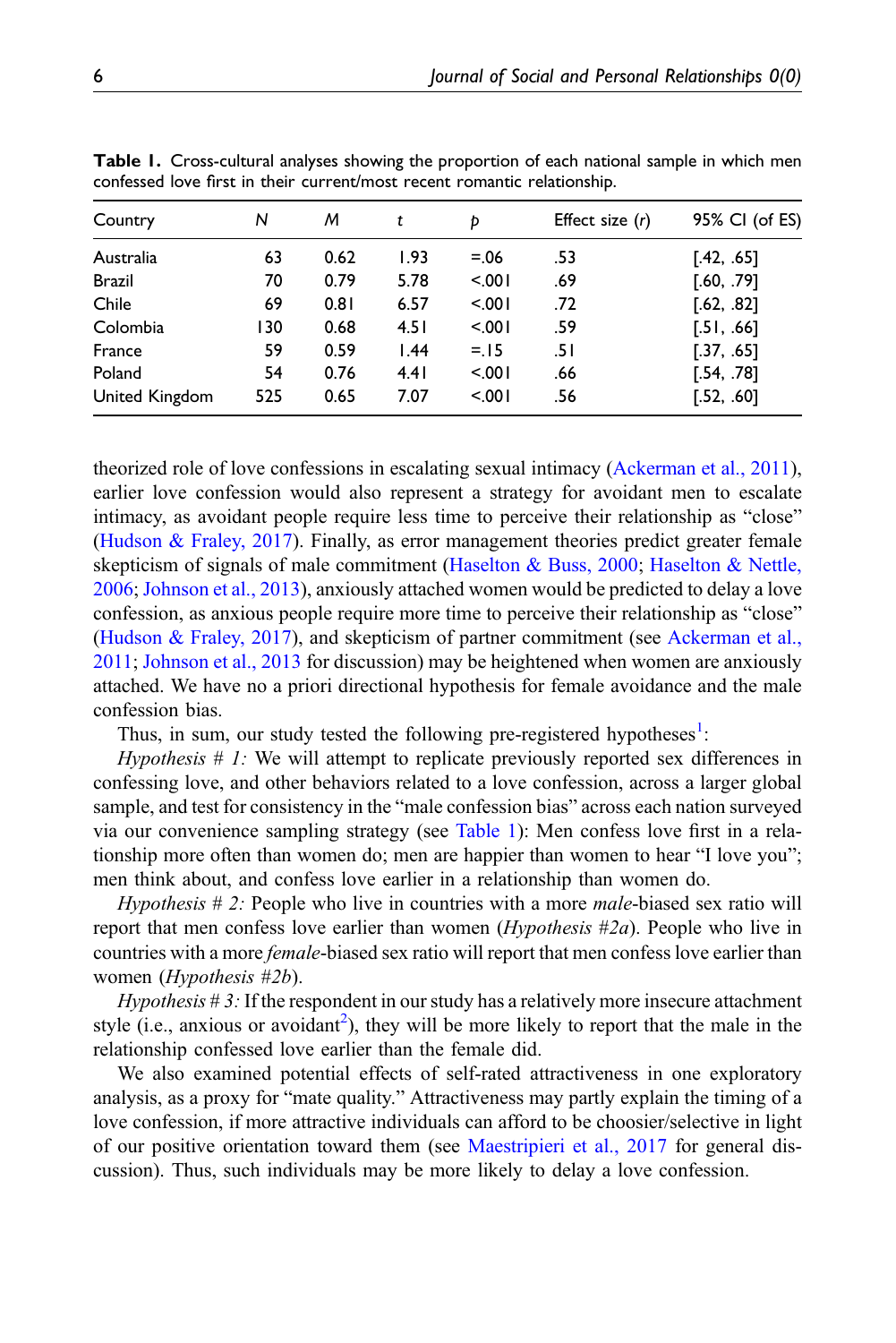**Table 1.** Cross-cultural analyses showing the proportion of each national sample in which men confessed love first in their current/most recent romantic relationship.

| Country | *N* | *M* | *t* | *p* | Effect size (*r*) | 95% CI (of ES) |
|---|---|---|---|---|---|---|
| Australia | 63 | 0.62 | 1.93 | =.06 | .53 | [.42, .65] |
| Brazil | 70 | 0.79 | 5.78 | <.001 | .69 | [.60, .79] |
| Chile | 69 | 0.81 | 6.57 | <.001 | .72 | [.62, .82] |
| Colombia | 130 | 0.68 | 4.51 | <.001 | .59 | [.51, .66] |
| France | 59 | 0.59 | 1.44 | =.15 | .51 | [.37, .65] |
| Poland | 54 | 0.76 | 4.41 | <.001 | .66 | [.54, .78] |
| United Kingdom | 525 | 0.65 | 7.07 | <.001 | .56 | [.52, .60] |

theorized role of love confessions in escalating sexual intimacy (Ackerman et al., 2011), earlier love confession would also represent a strategy for avoidant men to escalate intimacy, as avoidant people require less time to perceive their relationship as "close" (Hudson & Fraley, 2017). Finally, as error management theories predict greater female skepticism of signals of male commitment (Haselton & Buss, 2000; Haselton & Nettle, 2006; Johnson et al., 2013), anxiously attached women would be predicted to delay a love confession, as anxious people require more time to perceive their relationship as "close" (Hudson & Fraley, 2017), and skepticism of partner commitment (see Ackerman et al., 2011; Johnson et al., 2013 for discussion) may be heightened when women are anxiously attached. We have no a priori directional hypothesis for female avoidance and the male confession bias.

Thus, in sum, our study tested the following pre-registered hypotheses[1]:

*Hypothesis # 1:* We will attempt to replicate previously reported sex differences in confessing love, and other behaviors related to a love confession, across a larger global sample, and test for consistency in the "male confession bias" across each nation surveyed via our convenience sampling strategy (see Table 1): Men confess love first in a relationship more often than women do; men are happier than women to hear "I love you"; men think about, and confess love earlier in a relationship than women do.

*Hypothesis # 2:* People who live in countries with a more *male*-biased sex ratio will report that men confess love earlier than women (*Hypothesis #2a*). People who live in countries with a more *female*-biased sex ratio will report that men confess love earlier than women (*Hypothesis #2b*).

*Hypothesis # 3:* If the respondent in our study has a relatively more insecure attachment style (i.e., anxious or avoidant[2]), they will be more likely to report that the male in the relationship confessed love earlier than the female did.

We also examined potential effects of self-rated attractiveness in one exploratory analysis, as a proxy for "mate quality." Attractiveness may partly explain the timing of a love confession, if more attractive individuals can afford to be choosier/selective in light of our positive orientation toward them (see Maestripieri et al., 2017 for general discussion). Thus, such individuals may be more likely to delay a love confession.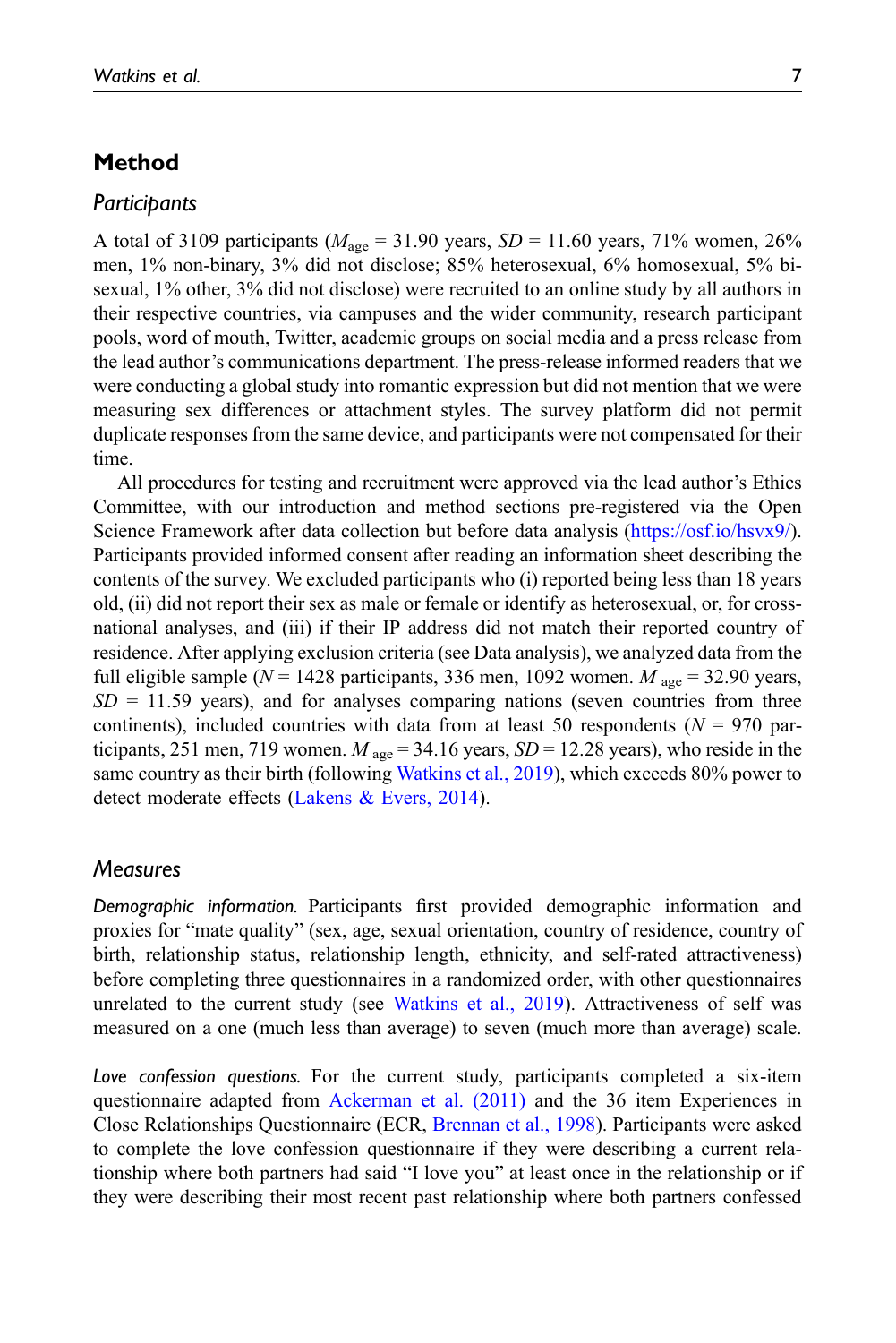## Method

### *Participants*

A total of 3109 participants ($M_{\text{age}}$ = 31.90 years, $SD$ = 11.60 years, 71% women, 26% men, 1% non-binary, 3% did not disclose; 85% heterosexual, 6% homosexual, 5% bisexual, 1% other, 3% did not disclose) were recruited to an online study by all authors in their respective countries, via campuses and the wider community, research participant pools, word of mouth, Twitter, academic groups on social media and a press release from the lead author's communications department. The press-release informed readers that we were conducting a global study into romantic expression but did not mention that we were measuring sex differences or attachment styles. The survey platform did not permit duplicate responses from the same device, and participants were not compensated for their time.

All procedures for testing and recruitment were approved via the lead author's Ethics Committee, with our introduction and method sections pre-registered via the Open Science Framework after data collection but before data analysis (https://osf.io/hsvx9/). Participants provided informed consent after reading an information sheet describing the contents of the survey. We excluded participants who (i) reported being less than 18 years old, (ii) did not report their sex as male or female or identify as heterosexual, or, for cross-national analyses, and (iii) if their IP address did not match their reported country of residence. After applying exclusion criteria (see Data analysis), we analyzed data from the full eligible sample ($N$ = 1428 participants, 336 men, 1092 women. $M_{\text{age}}$ = 32.90 years, $SD$ = 11.59 years), and for analyses comparing nations (seven countries from three continents), included countries with data from at least 50 respondents ($N$ = 970 participants, 251 men, 719 women. $M_{\text{age}}$ = 34.16 years, $SD$ = 12.28 years), who reside in the same country as their birth (following Watkins et al., 2019), which exceeds 80% power to detect moderate effects (Lakens & Evers, 2014).

### *Measures*

*Demographic information.* Participants first provided demographic information and proxies for "mate quality" (sex, age, sexual orientation, country of residence, country of birth, relationship status, relationship length, ethnicity, and self-rated attractiveness) before completing three questionnaires in a randomized order, with other questionnaires unrelated to the current study (see Watkins et al., 2019). Attractiveness of self was measured on a one (much less than average) to seven (much more than average) scale.

*Love confession questions.* For the current study, participants completed a six-item questionnaire adapted from Ackerman et al. (2011) and the 36 item Experiences in Close Relationships Questionnaire (ECR, Brennan et al., 1998). Participants were asked to complete the love confession questionnaire if they were describing a current relationship where both partners had said "I love you" at least once in the relationship or if they were describing their most recent past relationship where both partners confessed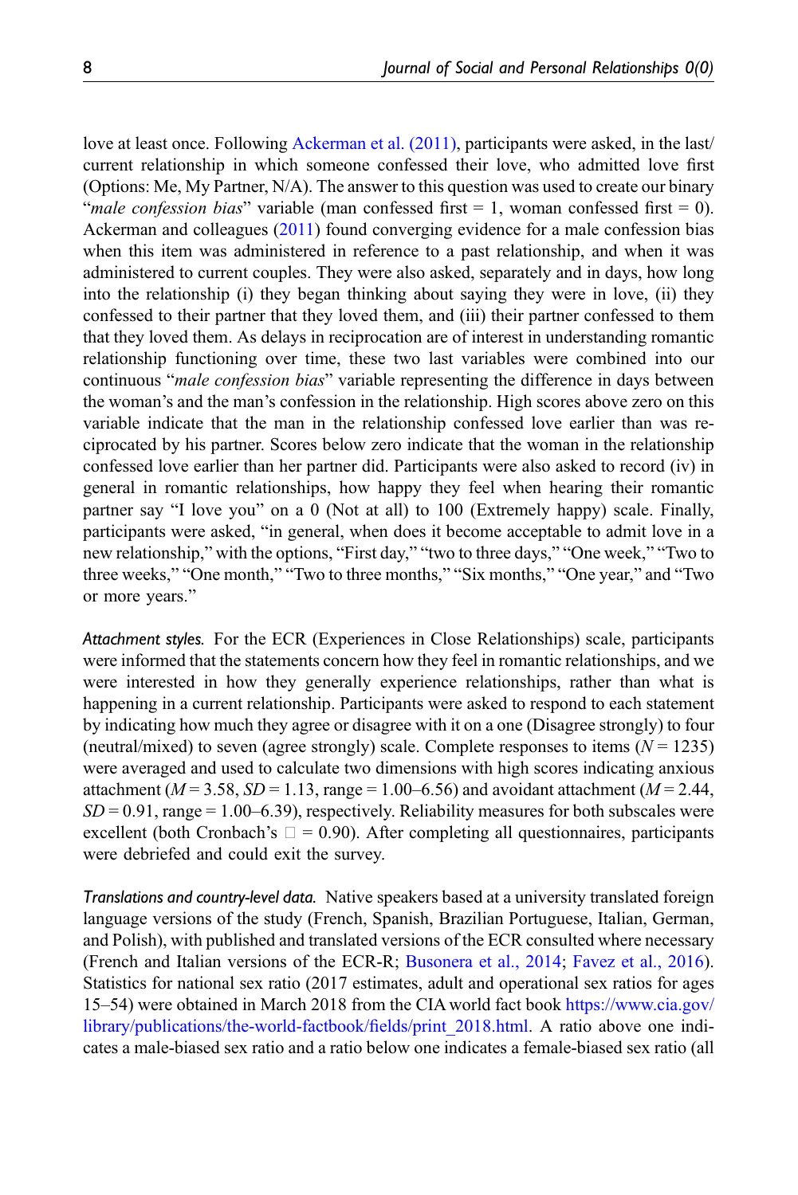love at least once. Following Ackerman et al. (2011), participants were asked, in the last/current relationship in which someone confessed their love, who admitted love first (Options: Me, My Partner, N/A). The answer to this question was used to create our binary "*male confession bias*" variable (man confessed first = 1, woman confessed first = 0). Ackerman and colleagues (2011) found converging evidence for a male confession bias when this item was administered in reference to a past relationship, and when it was administered to current couples. They were also asked, separately and in days, how long into the relationship (i) they began thinking about saying they were in love, (ii) they confessed to their partner that they loved them, and (iii) their partner confessed to them that they loved them. As delays in reciprocation are of interest in understanding romantic relationship functioning over time, these two last variables were combined into our continuous "*male confession bias*" variable representing the difference in days between the woman's and the man's confession in the relationship. High scores above zero on this variable indicate that the man in the relationship confessed love earlier than was reciprocated by his partner. Scores below zero indicate that the woman in the relationship confessed love earlier than her partner did. Participants were also asked to record (iv) in general in romantic relationships, how happy they feel when hearing their romantic partner say "I love you" on a 0 (Not at all) to 100 (Extremely happy) scale. Finally, participants were asked, "in general, when does it become acceptable to admit love in a new relationship," with the options, "First day," "two to three days," "One week," "Two to three weeks," "One month," "Two to three months," "Six months," "One year," and "Two or more years."

*Attachment styles.* For the ECR (Experiences in Close Relationships) scale, participants were informed that the statements concern how they feel in romantic relationships, and we were interested in how they generally experience relationships, rather than what is happening in a current relationship. Participants were asked to respond to each statement by indicating how much they agree or disagree with it on a one (Disagree strongly) to four (neutral/mixed) to seven (agree strongly) scale. Complete responses to items ($N = 1235$) were averaged and used to calculate two dimensions with high scores indicating anxious attachment ($M = 3.58$, $SD = 1.13$, range = 1.00–6.56) and avoidant attachment ($M = 2.44$, $SD = 0.91$, range = 1.00–6.39), respectively. Reliability measures for both subscales were excellent (both Cronbach's $\alpha = 0.90$). After completing all questionnaires, participants were debriefed and could exit the survey.

*Translations and country-level data.* Native speakers based at a university translated foreign language versions of the study (French, Spanish, Brazilian Portuguese, Italian, German, and Polish), with published and translated versions of the ECR consulted where necessary (French and Italian versions of the ECR-R; Busonera et al., 2014; Favez et al., 2016). Statistics for national sex ratio (2017 estimates, adult and operational sex ratios for ages 15–54) were obtained in March 2018 from the CIA world fact book https://www.cia.gov/library/publications/the-world-factbook/fields/print_2018.html. A ratio above one indicates a male-biased sex ratio and a ratio below one indicates a female-biased sex ratio (all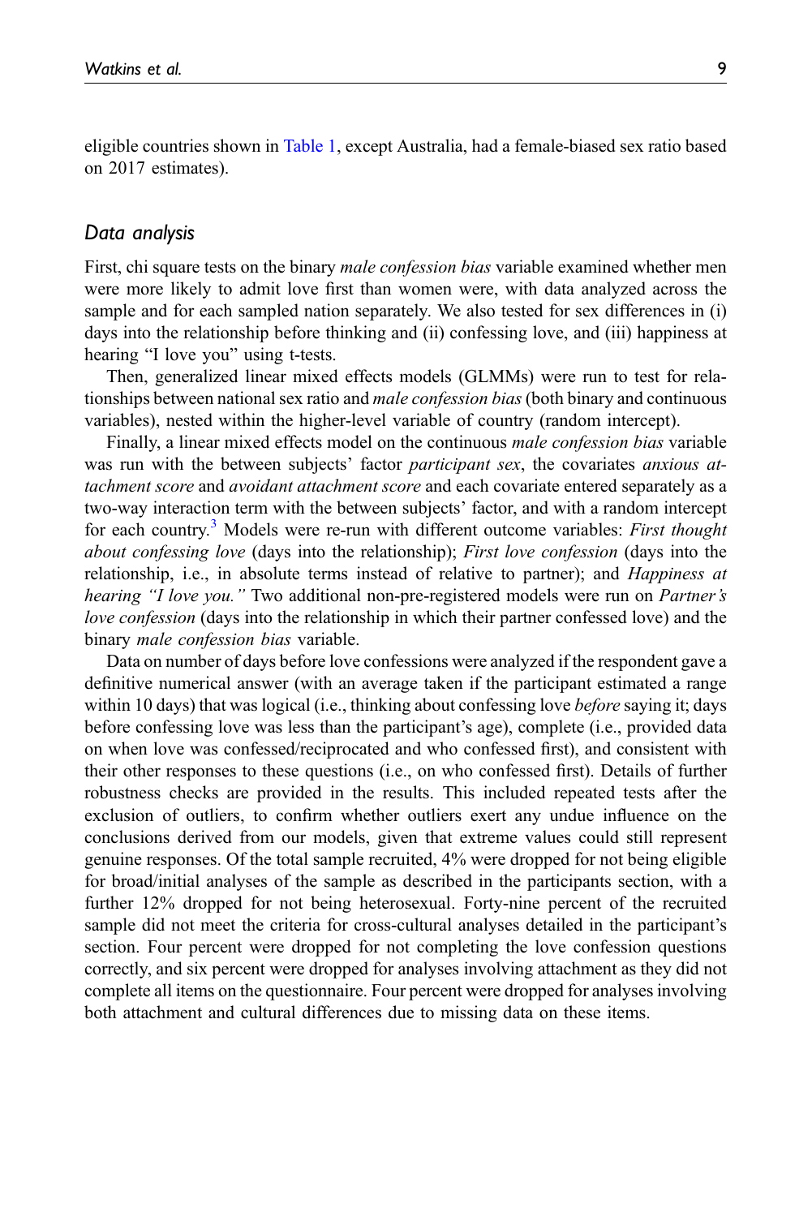eligible countries shown in Table 1, except Australia, had a female-biased sex ratio based on 2017 estimates).

### Data analysis

First, chi square tests on the binary *male confession bias* variable examined whether men were more likely to admit love first than women were, with data analyzed across the sample and for each sampled nation separately. We also tested for sex differences in (i) days into the relationship before thinking and (ii) confessing love, and (iii) happiness at hearing "I love you" using t-tests.

Then, generalized linear mixed effects models (GLMMs) were run to test for relationships between national sex ratio and *male confession bias* (both binary and continuous variables), nested within the higher-level variable of country (random intercept).

Finally, a linear mixed effects model on the continuous *male confession bias* variable was run with the between subjects' factor *participant sex*, the covariates *anxious attachment score* and *avoidant attachment score* and each covariate entered separately as a two-way interaction term with the between subjects' factor, and with a random intercept for each country.[3] Models were re-run with different outcome variables: *First thought about confessing love* (days into the relationship); *First love confession* (days into the relationship, i.e., in absolute terms instead of relative to partner); and *Happiness at hearing "I love you."* Two additional non-pre-registered models were run on *Partner's love confession* (days into the relationship in which their partner confessed love) and the binary *male confession bias* variable.

Data on number of days before love confessions were analyzed if the respondent gave a definitive numerical answer (with an average taken if the participant estimated a range within 10 days) that was logical (i.e., thinking about confessing love *before* saying it; days before confessing love was less than the participant's age), complete (i.e., provided data on when love was confessed/reciprocated and who confessed first), and consistent with their other responses to these questions (i.e., on who confessed first). Details of further robustness checks are provided in the results. This included repeated tests after the exclusion of outliers, to confirm whether outliers exert any undue influence on the conclusions derived from our models, given that extreme values could still represent genuine responses. Of the total sample recruited, 4% were dropped for not being eligible for broad/initial analyses of the sample as described in the participants section, with a further 12% dropped for not being heterosexual. Forty-nine percent of the recruited sample did not meet the criteria for cross-cultural analyses detailed in the participant's section. Four percent were dropped for not completing the love confession questions correctly, and six percent were dropped for analyses involving attachment as they did not complete all items on the questionnaire. Four percent were dropped for analyses involving both attachment and cultural differences due to missing data on these items.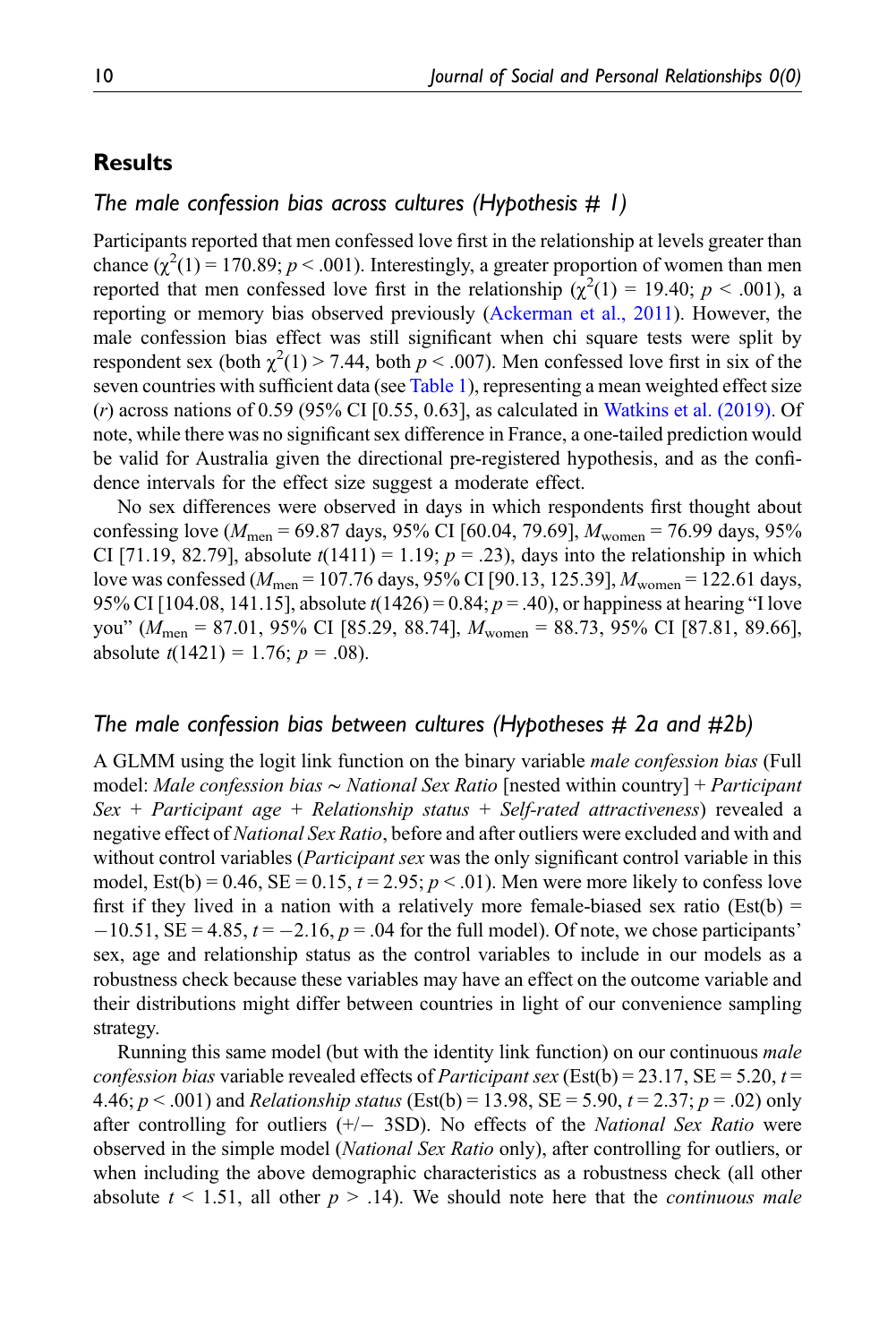## Results

### *The male confession bias across cultures (Hypothesis # 1)*

Participants reported that men confessed love first in the relationship at levels greater than chance ($\chi^2(1) = 170.89$; $p < .001$). Interestingly, a greater proportion of women than men reported that men confessed love first in the relationship ($\chi^2(1) = 19.40$; $p < .001$), a reporting or memory bias observed previously (Ackerman et al., 2011). However, the male confession bias effect was still significant when chi square tests were split by respondent sex (both $\chi^2(1) > 7.44$, both $p < .007$). Men confessed love first in six of the seven countries with sufficient data (see Table 1), representing a mean weighted effect size ($r$) across nations of 0.59 (95% CI [0.55, 0.63], as calculated in Watkins et al. (2019). Of note, while there was no significant sex difference in France, a one-tailed prediction would be valid for Australia given the directional pre-registered hypothesis, and as the confidence intervals for the effect size suggest a moderate effect.

No sex differences were observed in days in which respondents first thought about confessing love ($M_{men} = 69.87$ days, 95% CI [60.04, 79.69], $M_{women} = 76.99$ days, 95% CI [71.19, 82.79], absolute $t(1411) = 1.19$; $p = .23$), days into the relationship in which love was confessed ($M_{men} = 107.76$ days, 95% CI [90.13, 125.39], $M_{women} = 122.61$ days, 95% CI [104.08, 141.15], absolute $t(1426) = 0.84$; $p = .40$), or happiness at hearing "I love you" ($M_{men} = 87.01$, 95% CI [85.29, 88.74], $M_{women} = 88.73$, 95% CI [87.81, 89.66], absolute $t(1421) = 1.76$; $p = .08$).

### *The male confession bias between cultures (Hypotheses # 2a and #2b)*

A GLMM using the logit link function on the binary variable *male confession bias* (Full model: *Male confession bias* ~ *National Sex Ratio* [nested within country] + *Participant Sex* + *Participant age* + *Relationship status* + *Self-rated attractiveness*) revealed a negative effect of *National Sex Ratio*, before and after outliers were excluded and with and without control variables (*Participant sex* was the only significant control variable in this model, Est(b) = 0.46, SE = 0.15, $t = 2.95$; $p < .01$). Men were more likely to confess love first if they lived in a nation with a relatively more female-biased sex ratio (Est(b) = −10.51, SE = 4.85, $t = -2.16$, $p = .04$ for the full model). Of note, we chose participants' sex, age and relationship status as the control variables to include in our models as a robustness check because these variables may have an effect on the outcome variable and their distributions might differ between countries in light of our convenience sampling strategy.

Running this same model (but with the identity link function) on our continuous *male confession bias* variable revealed effects of *Participant sex* (Est(b) = 23.17, SE = 5.20, $t = 4.46$; $p < .001$) and *Relationship status* (Est(b) = 13.98, SE = 5.90, $t = 2.37$; $p = .02$) only after controlling for outliers (+/− 3SD). No effects of the *National Sex Ratio* were observed in the simple model (*National Sex Ratio* only), after controlling for outliers, or when including the above demographic characteristics as a robustness check (all other absolute $t < 1.51$, all other $p > .14$). We should note here that the *continuous male*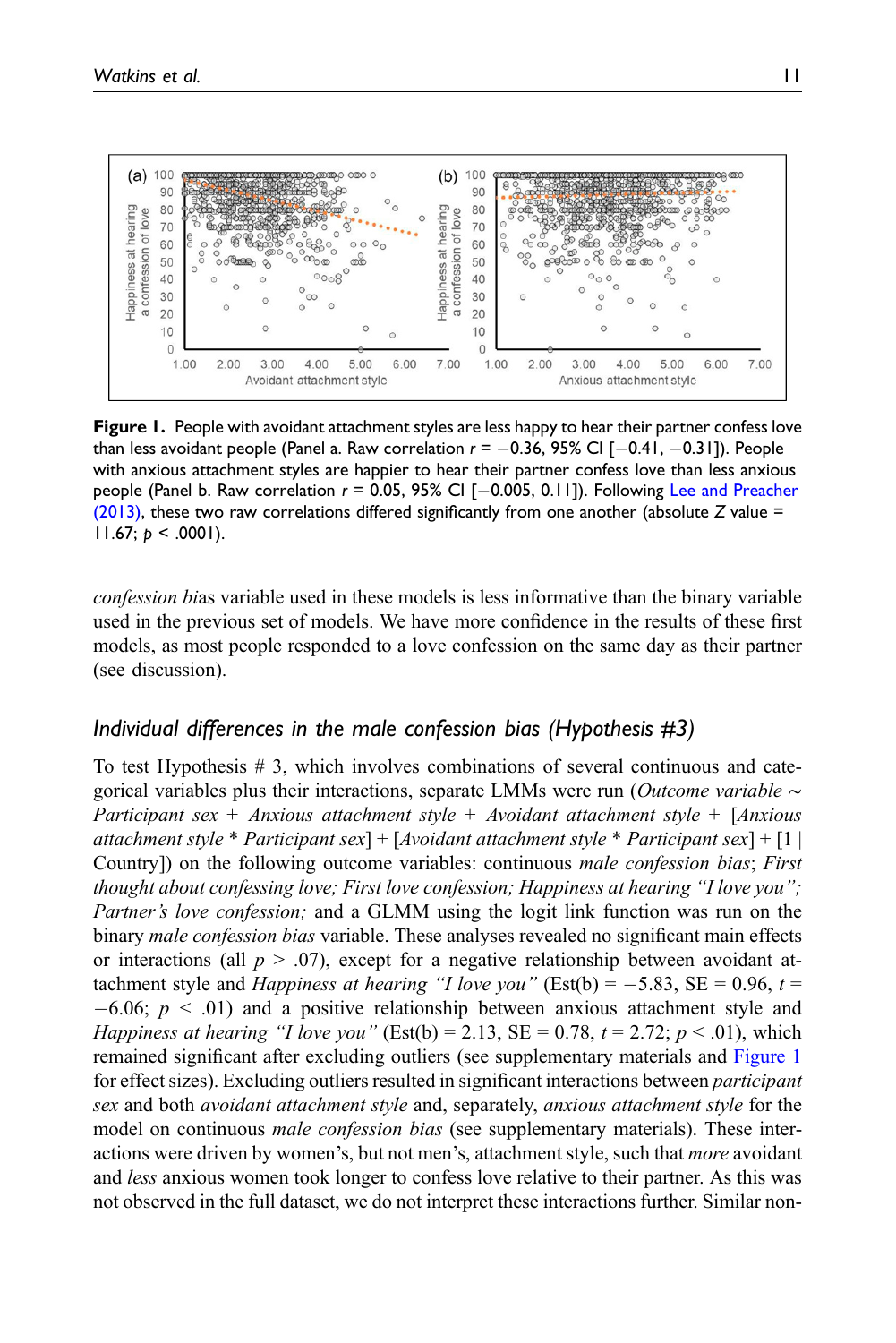**Figure 1.** People with avoidant attachment styles are less happy to hear their partner confess love than less avoidant people (Panel a. Raw correlation $r = -0.36$, 95% CI [−0.41, −0.31]). People with anxious attachment styles are happier to hear their partner confess love than less anxious people (Panel b. Raw correlation $r = 0.05$, 95% CI [−0.005, 0.11]). Following Lee and Preacher (2013), these two raw correlations differed significantly from one another (absolute $Z$ value = 11.67; $p < .0001$).

*confession bi*as variable used in these models is less informative than the binary variable used in the previous set of models. We have more confidence in the results of these first models, as most people responded to a love confession on the same day as their partner (see discussion).

### *Individual differences in the male confession bias (Hypothesis #3)*

To test Hypothesis # 3, which involves combinations of several continuous and categorical variables plus their interactions, separate LMMs were run (*Outcome variable* ∼ *Participant sex* + *Anxious attachment style* + *Avoidant attachment style* + [*Anxious attachment style* * *Participant sex*] + [*Avoidant attachment style* * *Participant sex*] + [1 | Country]) on the following outcome variables: continuous *male confession bias*; *First thought about confessing love; First love confession; Happiness at hearing "I love you"; Partner's love confession;* and a GLMM using the logit link function was run on the binary *male confession bias* variable. These analyses revealed no significant main effects or interactions (all $p > .07$), except for a negative relationship between avoidant attachment style and *Happiness at hearing "I love you"* (Est(b) = −5.83, SE = 0.96, $t = -6.06$; $p < .01$) and a positive relationship between anxious attachment style and *Happiness at hearing "I love you"* (Est(b) = 2.13, SE = 0.78, $t = 2.72$; $p < .01$), which remained significant after excluding outliers (see supplementary materials and Figure 1 for effect sizes). Excluding outliers resulted in significant interactions between *participant sex* and both *avoidant attachment style* and, separately, *anxious attachment style* for the model on continuous *male confession bias* (see supplementary materials). These interactions were driven by women's, but not men's, attachment style, such that *more* avoidant and *less* anxious women took longer to confess love relative to their partner. As this was not observed in the full dataset, we do not interpret these interactions further. Similar non-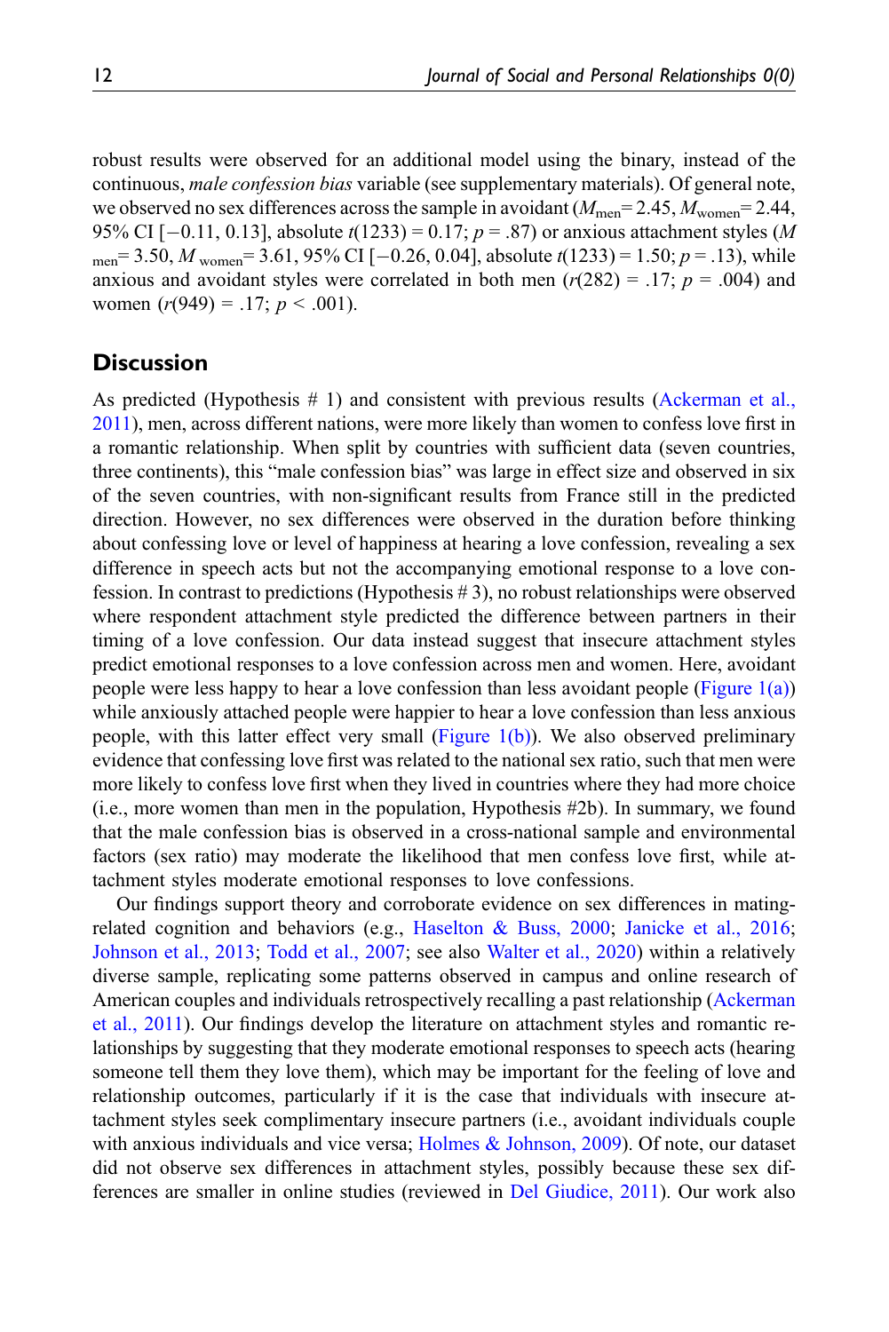robust results were observed for an additional model using the binary, instead of the continuous, *male confession bias* variable (see supplementary materials). Of general note, we observed no sex differences across the sample in avoidant ($M_{\text{men}} = 2.45$, $M_{\text{women}} = 2.44$, 95% CI [−0.11, 0.13], absolute $t(1233) = 0.17$; $p = .87$) or anxious attachment styles ($M_{\text{men}} = 3.50$, $M_{\text{women}} = 3.61$, 95% CI [−0.26, 0.04], absolute $t(1233) = 1.50$; $p = .13$), while anxious and avoidant styles were correlated in both men ($r(282) = .17$; $p = .004$) and women ($r(949) = .17$; $p < .001$).

## Discussion

As predicted (Hypothesis # 1) and consistent with previous results (Ackerman et al., 2011), men, across different nations, were more likely than women to confess love first in a romantic relationship. When split by countries with sufficient data (seven countries, three continents), this "male confession bias" was large in effect size and observed in six of the seven countries, with non-significant results from France still in the predicted direction. However, no sex differences were observed in the duration before thinking about confessing love or level of happiness at hearing a love confession, revealing a sex difference in speech acts but not the accompanying emotional response to a love confession. In contrast to predictions (Hypothesis # 3), no robust relationships were observed where respondent attachment style predicted the difference between partners in their timing of a love confession. Our data instead suggest that insecure attachment styles predict emotional responses to a love confession across men and women. Here, avoidant people were less happy to hear a love confession than less avoidant people (Figure 1(a)) while anxiously attached people were happier to hear a love confession than less anxious people, with this latter effect very small (Figure 1(b)). We also observed preliminary evidence that confessing love first was related to the national sex ratio, such that men were more likely to confess love first when they lived in countries where they had more choice (i.e., more women than men in the population, Hypothesis #2b). In summary, we found that the male confession bias is observed in a cross-national sample and environmental factors (sex ratio) may moderate the likelihood that men confess love first, while attachment styles moderate emotional responses to love confessions.

Our findings support theory and corroborate evidence on sex differences in mating-related cognition and behaviors (e.g., Haselton & Buss, 2000; Janicke et al., 2016; Johnson et al., 2013; Todd et al., 2007; see also Walter et al., 2020) within a relatively diverse sample, replicating some patterns observed in campus and online research of American couples and individuals retrospectively recalling a past relationship (Ackerman et al., 2011). Our findings develop the literature on attachment styles and romantic relationships by suggesting that they moderate emotional responses to speech acts (hearing someone tell them they love them), which may be important for the feeling of love and relationship outcomes, particularly if it is the case that individuals with insecure attachment styles seek complimentary insecure partners (i.e., avoidant individuals couple with anxious individuals and vice versa; Holmes & Johnson, 2009). Of note, our dataset did not observe sex differences in attachment styles, possibly because these sex differences are smaller in online studies (reviewed in Del Giudice, 2011). Our work also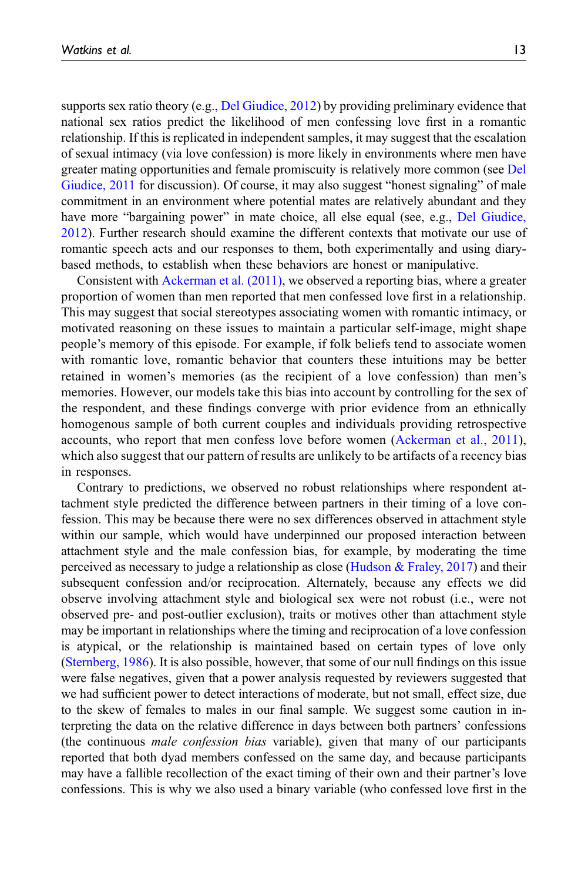supports sex ratio theory (e.g., Del Giudice, 2012) by providing preliminary evidence that national sex ratios predict the likelihood of men confessing love first in a romantic relationship. If this is replicated in independent samples, it may suggest that the escalation of sexual intimacy (via love confession) is more likely in environments where men have greater mating opportunities and female promiscuity is relatively more common (see Del Giudice, 2011 for discussion). Of course, it may also suggest "honest signaling" of male commitment in an environment where potential mates are relatively abundant and they have more "bargaining power" in mate choice, all else equal (see, e.g., Del Giudice, 2012). Further research should examine the different contexts that motivate our use of romantic speech acts and our responses to them, both experimentally and using diary-based methods, to establish when these behaviors are honest or manipulative.

Consistent with Ackerman et al. (2011), we observed a reporting bias, where a greater proportion of women than men reported that men confessed love first in a relationship. This may suggest that social stereotypes associating women with romantic intimacy, or motivated reasoning on these issues to maintain a particular self-image, might shape people's memory of this episode. For example, if folk beliefs tend to associate women with romantic love, romantic behavior that counters these intuitions may be better retained in women's memories (as the recipient of a love confession) than men's memories. However, our models take this bias into account by controlling for the sex of the respondent, and these findings converge with prior evidence from an ethnically homogenous sample of both current couples and individuals providing retrospective accounts, who report that men confess love before women (Ackerman et al., 2011), which also suggest that our pattern of results are unlikely to be artifacts of a recency bias in responses.

Contrary to predictions, we observed no robust relationships where respondent attachment style predicted the difference between partners in their timing of a love confession. This may be because there were no sex differences observed in attachment style within our sample, which would have underpinned our proposed interaction between attachment style and the male confession bias, for example, by moderating the time perceived as necessary to judge a relationship as close (Hudson & Fraley, 2017) and their subsequent confession and/or reciprocation. Alternately, because any effects we did observe involving attachment style and biological sex were not robust (i.e., were not observed pre- and post-outlier exclusion), traits or motives other than attachment style may be important in relationships where the timing and reciprocation of a love confession is atypical, or the relationship is maintained based on certain types of love only (Sternberg, 1986). It is also possible, however, that some of our null findings on this issue were false negatives, given that a power analysis requested by reviewers suggested that we had sufficient power to detect interactions of moderate, but not small, effect size, due to the skew of females to males in our final sample. We suggest some caution in interpreting the data on the relative difference in days between both partners' confessions (the continuous *male confession bias* variable), given that many of our participants reported that both dyad members confessed on the same day, and because participants may have a fallible recollection of the exact timing of their own and their partner's love confessions. This is why we also used a binary variable (who confessed love first in the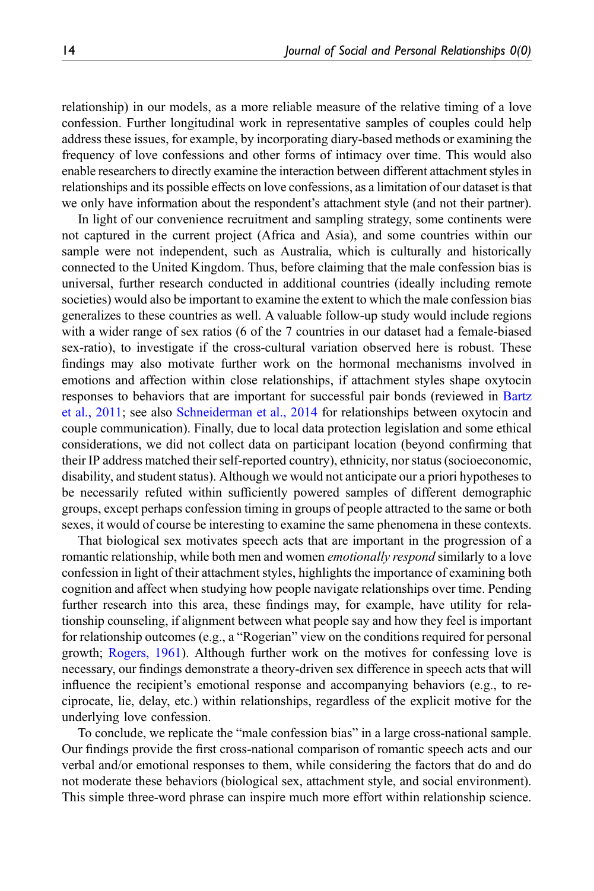relationship) in our models, as a more reliable measure of the relative timing of a love confession. Further longitudinal work in representative samples of couples could help address these issues, for example, by incorporating diary-based methods or examining the frequency of love confessions and other forms of intimacy over time. This would also enable researchers to directly examine the interaction between different attachment styles in relationships and its possible effects on love confessions, as a limitation of our dataset is that we only have information about the respondent's attachment style (and not their partner).

In light of our convenience recruitment and sampling strategy, some continents were not captured in the current project (Africa and Asia), and some countries within our sample were not independent, such as Australia, which is culturally and historically connected to the United Kingdom. Thus, before claiming that the male confession bias is universal, further research conducted in additional countries (ideally including remote societies) would also be important to examine the extent to which the male confession bias generalizes to these countries as well. A valuable follow-up study would include regions with a wider range of sex ratios (6 of the 7 countries in our dataset had a female-biased sex-ratio), to investigate if the cross-cultural variation observed here is robust. These findings may also motivate further work on the hormonal mechanisms involved in emotions and affection within close relationships, if attachment styles shape oxytocin responses to behaviors that are important for successful pair bonds (reviewed in Bartz et al., 2011; see also Schneiderman et al., 2014 for relationships between oxytocin and couple communication). Finally, due to local data protection legislation and some ethical considerations, we did not collect data on participant location (beyond confirming that their IP address matched their self-reported country), ethnicity, nor status (socioeconomic, disability, and student status). Although we would not anticipate our a priori hypotheses to be necessarily refuted within sufficiently powered samples of different demographic groups, except perhaps confession timing in groups of people attracted to the same or both sexes, it would of course be interesting to examine the same phenomena in these contexts.

That biological sex motivates speech acts that are important in the progression of a romantic relationship, while both men and women *emotionally respond* similarly to a love confession in light of their attachment styles, highlights the importance of examining both cognition and affect when studying how people navigate relationships over time. Pending further research into this area, these findings may, for example, have utility for relationship counseling, if alignment between what people say and how they feel is important for relationship outcomes (e.g., a "Rogerian" view on the conditions required for personal growth; Rogers, 1961). Although further work on the motives for confessing love is necessary, our findings demonstrate a theory-driven sex difference in speech acts that will influence the recipient's emotional response and accompanying behaviors (e.g., to reciprocate, lie, delay, etc.) within relationships, regardless of the explicit motive for the underlying love confession.

To conclude, we replicate the "male confession bias" in a large cross-national sample. Our findings provide the first cross-national comparison of romantic speech acts and our verbal and/or emotional responses to them, while considering the factors that do and do not moderate these behaviors (biological sex, attachment style, and social environment). This simple three-word phrase can inspire much more effort within relationship science.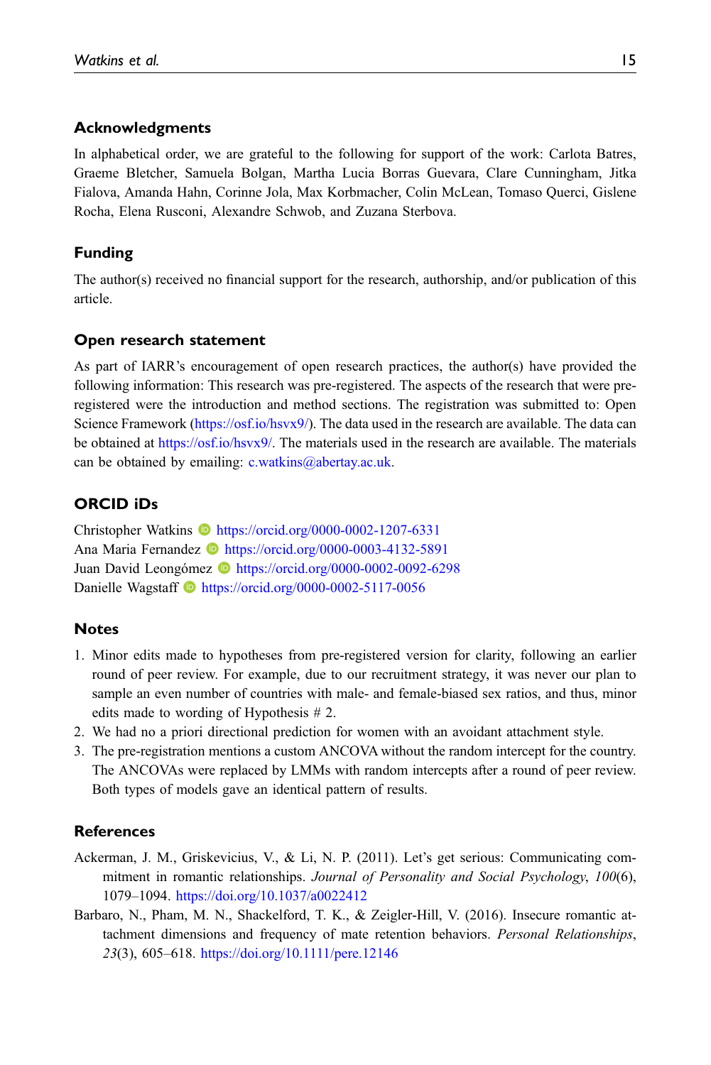## Acknowledgments

In alphabetical order, we are grateful to the following for support of the work: Carlota Batres, Graeme Bletcher, Samuela Bolgan, Martha Lucia Borras Guevara, Clare Cunningham, Jitka Fialova, Amanda Hahn, Corinne Jola, Max Korbmacher, Colin McLean, Tomaso Querci, Gislene Rocha, Elena Rusconi, Alexandre Schwob, and Zuzana Sterbova.

## Funding

The author(s) received no financial support for the research, authorship, and/or publication of this article.

## Open research statement

As part of IARR's encouragement of open research practices, the author(s) have provided the following information: This research was pre-registered. The aspects of the research that were pre-registered were the introduction and method sections. The registration was submitted to: Open Science Framework (https://osf.io/hsvx9/). The data used in the research are available. The data can be obtained at https://osf.io/hsvx9/. The materials used in the research are available. The materials can be obtained by emailing: c.watkins@abertay.ac.uk.

## ORCID iDs

Christopher Watkins https://orcid.org/0000-0002-1207-6331
Ana Maria Fernandez https://orcid.org/0000-0003-4132-5891
Juan David Leongómez https://orcid.org/0000-0002-0092-6298
Danielle Wagstaff https://orcid.org/0000-0002-5117-0056

## Notes

1. Minor edits made to hypotheses from pre-registered version for clarity, following an earlier round of peer review. For example, due to our recruitment strategy, it was never our plan to sample an even number of countries with male- and female-biased sex ratios, and thus, minor edits made to wording of Hypothesis # 2.
2. We had no a priori directional prediction for women with an avoidant attachment style.
3. The pre-registration mentions a custom ANCOVA without the random intercept for the country. The ANCOVAs were replaced by LMMs with random intercepts after a round of peer review. Both types of models gave an identical pattern of results.

## References

Ackerman, J. M., Griskevicius, V., & Li, N. P. (2011). Let's get serious: Communicating commitment in romantic relationships. *Journal of Personality and Social Psychology*, *100*(6), 1079–1094. https://doi.org/10.1037/a0022412

Barbaro, N., Pham, M. N., Shackelford, T. K., & Zeigler-Hill, V. (2016). Insecure romantic attachment dimensions and frequency of mate retention behaviors. *Personal Relationships*, *23*(3), 605–618. https://doi.org/10.1111/pere.12146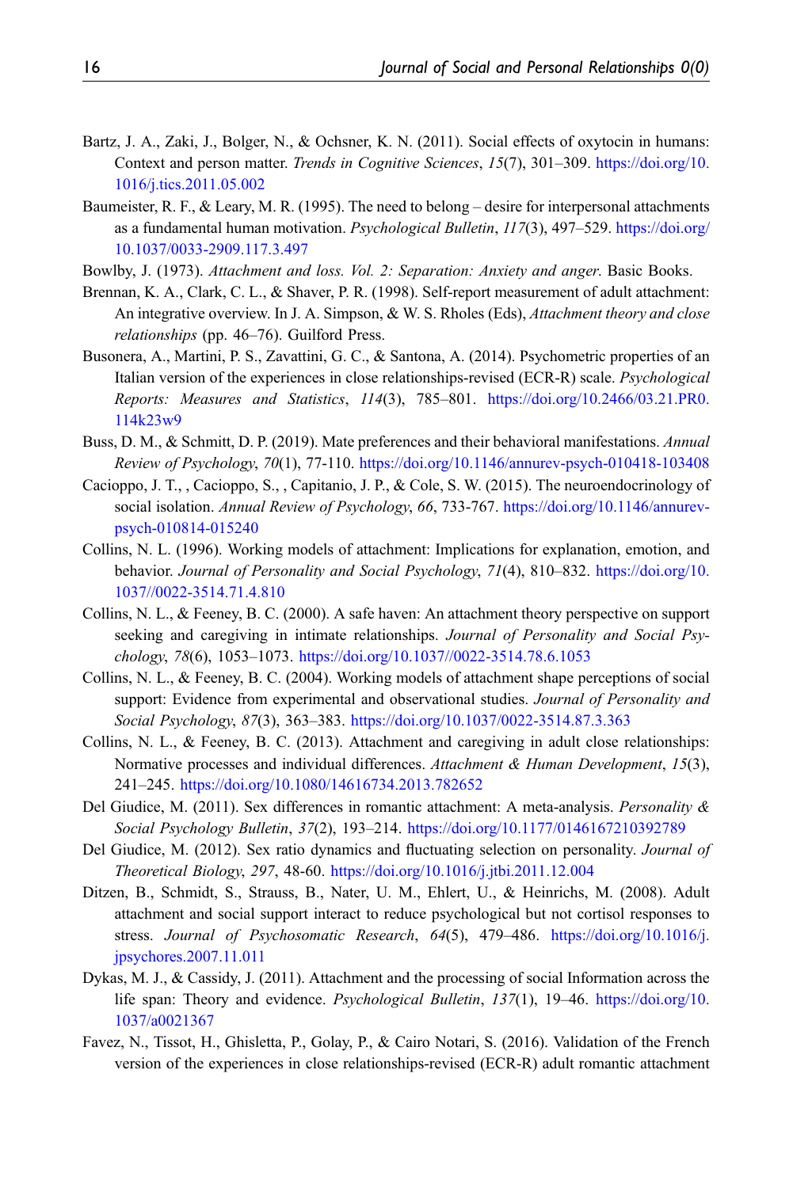Bartz, J. A., Zaki, J., Bolger, N., & Ochsner, K. N. (2011). Social effects of oxytocin in humans: Context and person matter. *Trends in Cognitive Sciences*, *15*(7), 301–309. https://doi.org/10.1016/j.tics.2011.05.002

Baumeister, R. F., & Leary, M. R. (1995). The need to belong – desire for interpersonal attachments as a fundamental human motivation. *Psychological Bulletin*, *117*(3), 497–529. https://doi.org/10.1037/0033-2909.117.3.497

Bowlby, J. (1973). *Attachment and loss. Vol. 2: Separation: Anxiety and anger*. Basic Books.

Brennan, K. A., Clark, C. L., & Shaver, P. R. (1998). Self-report measurement of adult attachment: An integrative overview. In J. A. Simpson, & W. S. Rholes (Eds), *Attachment theory and close relationships* (pp. 46–76). Guilford Press.

Busonera, A., Martini, P. S., Zavattini, G. C., & Santona, A. (2014). Psychometric properties of an Italian version of the experiences in close relationships-revised (ECR-R) scale. *Psychological Reports: Measures and Statistics*, *114*(3), 785–801. https://doi.org/10.2466/03.21.PR0.114k23w9

Buss, D. M., & Schmitt, D. P. (2019). Mate preferences and their behavioral manifestations. *Annual Review of Psychology*, *70*(1), 77-110. https://doi.org/10.1146/annurev-psych-010418-103408

Cacioppo, J. T., , Cacioppo, S., , Capitanio, J. P., & Cole, S. W. (2015). The neuroendocrinology of social isolation. *Annual Review of Psychology*, *66*, 733-767. https://doi.org/10.1146/annurev-psych-010814-015240

Collins, N. L. (1996). Working models of attachment: Implications for explanation, emotion, and behavior. *Journal of Personality and Social Psychology*, *71*(4), 810–832. https://doi.org/10.1037//0022-3514.71.4.810

Collins, N. L., & Feeney, B. C. (2000). A safe haven: An attachment theory perspective on support seeking and caregiving in intimate relationships. *Journal of Personality and Social Psychology*, *78*(6), 1053–1073. https://doi.org/10.1037//0022-3514.78.6.1053

Collins, N. L., & Feeney, B. C. (2004). Working models of attachment shape perceptions of social support: Evidence from experimental and observational studies. *Journal of Personality and Social Psychology*, *87*(3), 363–383. https://doi.org/10.1037/0022-3514.87.3.363

Collins, N. L., & Feeney, B. C. (2013). Attachment and caregiving in adult close relationships: Normative processes and individual differences. *Attachment & Human Development*, *15*(3), 241–245. https://doi.org/10.1080/14616734.2013.782652

Del Giudice, M. (2011). Sex differences in romantic attachment: A meta-analysis. *Personality & Social Psychology Bulletin*, *37*(2), 193–214. https://doi.org/10.1177/0146167210392789

Del Giudice, M. (2012). Sex ratio dynamics and fluctuating selection on personality. *Journal of Theoretical Biology*, *297*, 48-60. https://doi.org/10.1016/j.jtbi.2011.12.004

Ditzen, B., Schmidt, S., Strauss, B., Nater, U. M., Ehlert, U., & Heinrichs, M. (2008). Adult attachment and social support interact to reduce psychological but not cortisol responses to stress. *Journal of Psychosomatic Research*, *64*(5), 479–486. https://doi.org/10.1016/j.jpsychores.2007.11.011

Dykas, M. J., & Cassidy, J. (2011). Attachment and the processing of social Information across the life span: Theory and evidence. *Psychological Bulletin*, *137*(1), 19–46. https://doi.org/10.1037/a0021367

Favez, N., Tissot, H., Ghisletta, P., Golay, P., & Cairo Notari, S. (2016). Validation of the French version of the experiences in close relationships-revised (ECR-R) adult romantic attachment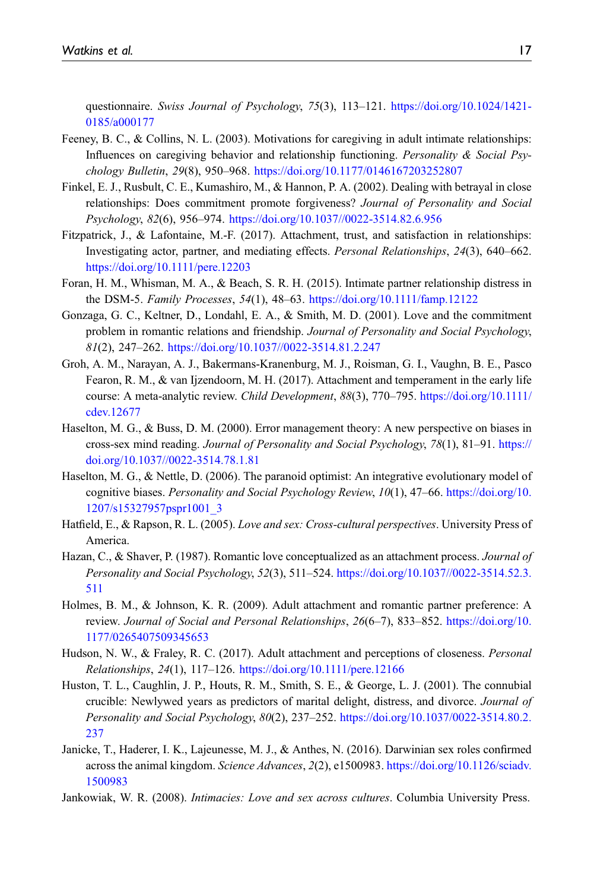questionnaire. *Swiss Journal of Psychology*, *75*(3), 113–121. https://doi.org/10.1024/1421-0185/a000177

Feeney, B. C., & Collins, N. L. (2003). Motivations for caregiving in adult intimate relationships: Influences on caregiving behavior and relationship functioning. *Personality & Social Psychology Bulletin*, *29*(8), 950–968. https://doi.org/10.1177/0146167203252807

Finkel, E. J., Rusbult, C. E., Kumashiro, M., & Hannon, P. A. (2002). Dealing with betrayal in close relationships: Does commitment promote forgiveness? *Journal of Personality and Social Psychology*, *82*(6), 956–974. https://doi.org/10.1037//0022-3514.82.6.956

Fitzpatrick, J., & Lafontaine, M.-F. (2017). Attachment, trust, and satisfaction in relationships: Investigating actor, partner, and mediating effects. *Personal Relationships*, *24*(3), 640–662. https://doi.org/10.1111/pere.12203

Foran, H. M., Whisman, M. A., & Beach, S. R. H. (2015). Intimate partner relationship distress in the DSM-5. *Family Processes*, *54*(1), 48–63. https://doi.org/10.1111/famp.12122

Gonzaga, G. C., Keltner, D., Londahl, E. A., & Smith, M. D. (2001). Love and the commitment problem in romantic relations and friendship. *Journal of Personality and Social Psychology*, *81*(2), 247–262. https://doi.org/10.1037//0022-3514.81.2.247

Groh, A. M., Narayan, A. J., Bakermans-Kranenburg, M. J., Roisman, G. I., Vaughn, B. E., Pasco Fearon, R. M., & van Ijzendoorn, M. H. (2017). Attachment and temperament in the early life course: A meta-analytic review. *Child Development*, *88*(3), 770–795. https://doi.org/10.1111/cdev.12677

Haselton, M. G., & Buss, D. M. (2000). Error management theory: A new perspective on biases in cross-sex mind reading. *Journal of Personality and Social Psychology*, *78*(1), 81–91. https://doi.org/10.1037//0022-3514.78.1.81

Haselton, M. G., & Nettle, D. (2006). The paranoid optimist: An integrative evolutionary model of cognitive biases. *Personality and Social Psychology Review*, *10*(1), 47–66. https://doi.org/10.1207/s15327957pspr1001_3

Hatfield, E., & Rapson, R. L. (2005). *Love and sex: Cross-cultural perspectives*. University Press of America.

Hazan, C., & Shaver, P. (1987). Romantic love conceptualized as an attachment process. *Journal of Personality and Social Psychology*, *52*(3), 511–524. https://doi.org/10.1037//0022-3514.52.3.511

Holmes, B. M., & Johnson, K. R. (2009). Adult attachment and romantic partner preference: A review. *Journal of Social and Personal Relationships*, *26*(6–7), 833–852. https://doi.org/10.1177/0265407509345653

Hudson, N. W., & Fraley, R. C. (2017). Adult attachment and perceptions of closeness. *Personal Relationships*, *24*(1), 117–126. https://doi.org/10.1111/pere.12166

Huston, T. L., Caughlin, J. P., Houts, R. M., Smith, S. E., & George, L. J. (2001). The connubial crucible: Newlywed years as predictors of marital delight, distress, and divorce. *Journal of Personality and Social Psychology*, *80*(2), 237–252. https://doi.org/10.1037/0022-3514.80.2.237

Janicke, T., Haderer, I. K., Lajeunesse, M. J., & Anthes, N. (2016). Darwinian sex roles confirmed across the animal kingdom. *Science Advances*, *2*(2), e1500983. https://doi.org/10.1126/sciadv.1500983

Jankowiak, W. R. (2008). *Intimacies: Love and sex across cultures*. Columbia University Press.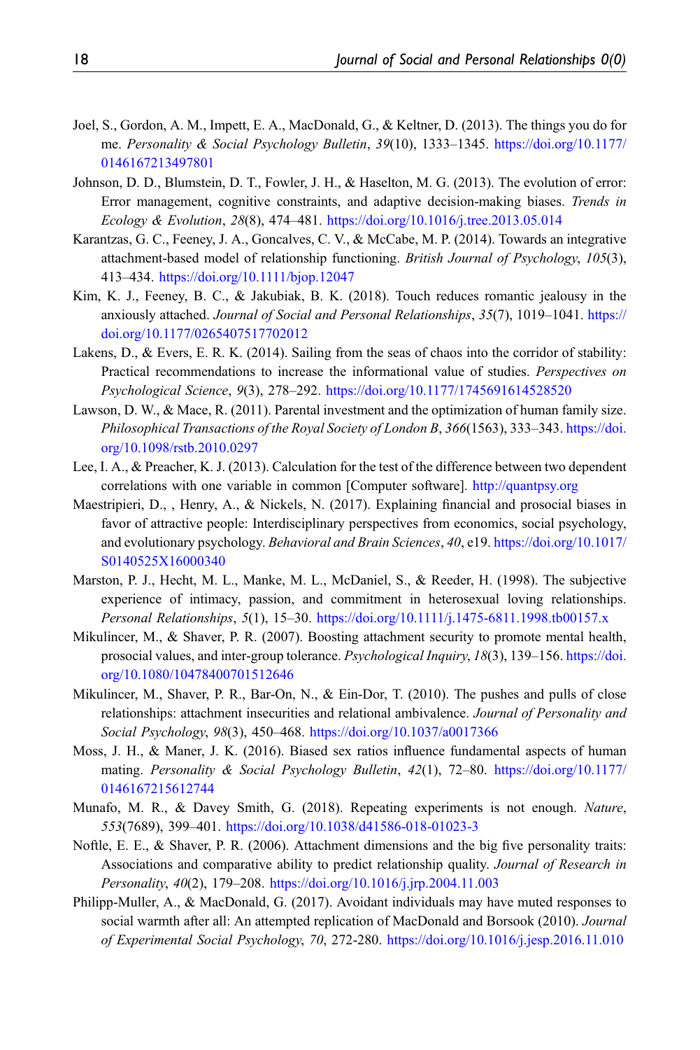Joel, S., Gordon, A. M., Impett, E. A., MacDonald, G., & Keltner, D. (2013). The things you do for me. *Personality & Social Psychology Bulletin*, *39*(10), 1333–1345. https://doi.org/10.1177/0146167213497801

Johnson, D. D., Blumstein, D. T., Fowler, J. H., & Haselton, M. G. (2013). The evolution of error: Error management, cognitive constraints, and adaptive decision-making biases. *Trends in Ecology & Evolution*, *28*(8), 474–481. https://doi.org/10.1016/j.tree.2013.05.014

Karantzas, G. C., Feeney, J. A., Goncalves, C. V., & McCabe, M. P. (2014). Towards an integrative attachment-based model of relationship functioning. *British Journal of Psychology*, *105*(3), 413–434. https://doi.org/10.1111/bjop.12047

Kim, K. J., Feeney, B. C., & Jakubiak, B. K. (2018). Touch reduces romantic jealousy in the anxiously attached. *Journal of Social and Personal Relationships*, *35*(7), 1019–1041. https://doi.org/10.1177/0265407517702012

Lakens, D., & Evers, E. R. K. (2014). Sailing from the seas of chaos into the corridor of stability: Practical recommendations to increase the informational value of studies. *Perspectives on Psychological Science*, *9*(3), 278–292. https://doi.org/10.1177/1745691614528520

Lawson, D. W., & Mace, R. (2011). Parental investment and the optimization of human family size. *Philosophical Transactions of the Royal Society of London B*, *366*(1563), 333–343. https://doi.org/10.1098/rstb.2010.0297

Lee, I. A., & Preacher, K. J. (2013). Calculation for the test of the difference between two dependent correlations with one variable in common [Computer software]. http://quantpsy.org

Maestripieri, D., , Henry, A., & Nickels, N. (2017). Explaining financial and prosocial biases in favor of attractive people: Interdisciplinary perspectives from economics, social psychology, and evolutionary psychology. *Behavioral and Brain Sciences*, *40*, e19. https://doi.org/10.1017/S0140525X16000340

Marston, P. J., Hecht, M. L., Manke, M. L., McDaniel, S., & Reeder, H. (1998). The subjective experience of intimacy, passion, and commitment in heterosexual loving relationships. *Personal Relationships*, *5*(1), 15–30. https://doi.org/10.1111/j.1475-6811.1998.tb00157.x

Mikulincer, M., & Shaver, P. R. (2007). Boosting attachment security to promote mental health, prosocial values, and inter-group tolerance. *Psychological Inquiry*, *18*(3), 139–156. https://doi.org/10.1080/10478400701512646

Mikulincer, M., Shaver, P. R., Bar-On, N., & Ein-Dor, T. (2010). The pushes and pulls of close relationships: attachment insecurities and relational ambivalence. *Journal of Personality and Social Psychology*, *98*(3), 450–468. https://doi.org/10.1037/a0017366

Moss, J. H., & Maner, J. K. (2016). Biased sex ratios influence fundamental aspects of human mating. *Personality & Social Psychology Bulletin*, *42*(1), 72–80. https://doi.org/10.1177/0146167215612744

Munafo, M. R., & Davey Smith, G. (2018). Repeating experiments is not enough. *Nature*, *553*(7689), 399–401. https://doi.org/10.1038/d41586-018-01023-3

Noftle, E. E., & Shaver, P. R. (2006). Attachment dimensions and the big five personality traits: Associations and comparative ability to predict relationship quality. *Journal of Research in Personality*, *40*(2), 179–208. https://doi.org/10.1016/j.jrp.2004.11.003

Philipp-Muller, A., & MacDonald, G. (2017). Avoidant individuals may have muted responses to social warmth after all: An attempted replication of MacDonald and Borsook (2010). *Journal of Experimental Social Psychology*, *70*, 272-280. https://doi.org/10.1016/j.jesp.2016.11.010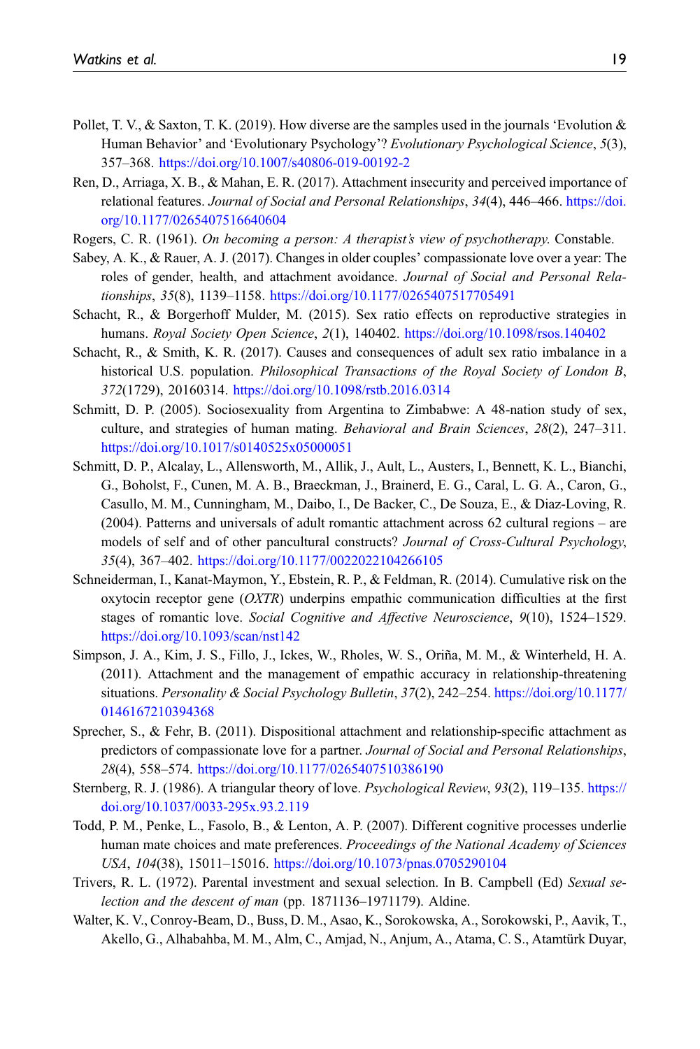Pollet, T. V., & Saxton, T. K. (2019). How diverse are the samples used in the journals 'Evolution & Human Behavior' and 'Evolutionary Psychology'? *Evolutionary Psychological Science*, *5*(3), 357–368. https://doi.org/10.1007/s40806-019-00192-2

Ren, D., Arriaga, X. B., & Mahan, E. R. (2017). Attachment insecurity and perceived importance of relational features. *Journal of Social and Personal Relationships*, *34*(4), 446–466. https://doi.org/10.1177/0265407516640604

Rogers, C. R. (1961). *On becoming a person: A therapist's view of psychotherapy*. Constable.

Sabey, A. K., & Rauer, A. J. (2017). Changes in older couples' compassionate love over a year: The roles of gender, health, and attachment avoidance. *Journal of Social and Personal Relationships*, *35*(8), 1139–1158. https://doi.org/10.1177/0265407517705491

Schacht, R., & Borgerhoff Mulder, M. (2015). Sex ratio effects on reproductive strategies in humans. *Royal Society Open Science*, *2*(1), 140402. https://doi.org/10.1098/rsos.140402

Schacht, R., & Smith, K. R. (2017). Causes and consequences of adult sex ratio imbalance in a historical U.S. population. *Philosophical Transactions of the Royal Society of London B*, *372*(1729), 20160314. https://doi.org/10.1098/rstb.2016.0314

Schmitt, D. P. (2005). Sociosexuality from Argentina to Zimbabwe: A 48-nation study of sex, culture, and strategies of human mating. *Behavioral and Brain Sciences*, *28*(2), 247–311. https://doi.org/10.1017/s0140525x05000051

Schmitt, D. P., Alcalay, L., Allensworth, M., Allik, J., Ault, L., Austers, I., Bennett, K. L., Bianchi, G., Boholst, F., Cunen, M. A. B., Braeckman, J., Brainerd, E. G., Caral, L. G. A., Caron, G., Casullo, M. M., Cunningham, M., Daibo, I., De Backer, C., De Souza, E., & Diaz-Loving, R. (2004). Patterns and universals of adult romantic attachment across 62 cultural regions – are models of self and of other pancultural constructs? *Journal of Cross-Cultural Psychology*, *35*(4), 367–402. https://doi.org/10.1177/0022022104266105

Schneiderman, I., Kanat-Maymon, Y., Ebstein, R. P., & Feldman, R. (2014). Cumulative risk on the oxytocin receptor gene (*OXTR*) underpins empathic communication difficulties at the first stages of romantic love. *Social Cognitive and Affective Neuroscience*, *9*(10), 1524–1529. https://doi.org/10.1093/scan/nst142

Simpson, J. A., Kim, J. S., Fillo, J., Ickes, W., Rholes, W. S., Oriña, M. M., & Winterheld, H. A. (2011). Attachment and the management of empathic accuracy in relationship-threatening situations. *Personality & Social Psychology Bulletin*, *37*(2), 242–254. https://doi.org/10.1177/0146167210394368

Sprecher, S., & Fehr, B. (2011). Dispositional attachment and relationship-specific attachment as predictors of compassionate love for a partner. *Journal of Social and Personal Relationships*, *28*(4), 558–574. https://doi.org/10.1177/0265407510386190

Sternberg, R. J. (1986). A triangular theory of love. *Psychological Review*, *93*(2), 119–135. https://doi.org/10.1037/0033-295x.93.2.119

Todd, P. M., Penke, L., Fasolo, B., & Lenton, A. P. (2007). Different cognitive processes underlie human mate choices and mate preferences. *Proceedings of the National Academy of Sciences USA*, *104*(38), 15011–15016. https://doi.org/10.1073/pnas.0705290104

Trivers, R. L. (1972). Parental investment and sexual selection. In B. Campbell (Ed) *Sexual selection and the descent of man* (pp. 1871136–1971179). Aldine.

Walter, K. V., Conroy-Beam, D., Buss, D. M., Asao, K., Sorokowska, A., Sorokowski, P., Aavik, T., Akello, G., Alhabahba, M. M., Alm, C., Amjad, N., Anjum, A., Atama, C. S., Atamtürk Duyar,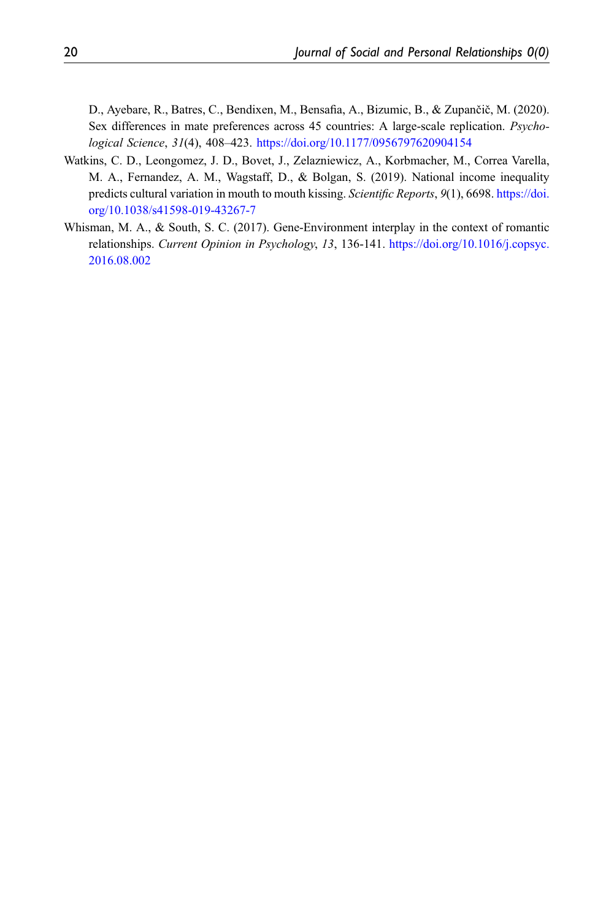D., Ayebare, R., Batres, C., Bendixen, M., Bensafia, A., Bizumic, B., & Zupančič, M. (2020). Sex differences in mate preferences across 45 countries: A large-scale replication. *Psychological Science*, *31*(4), 408–423. https://doi.org/10.1177/0956797620904154

Watkins, C. D., Leongomez, J. D., Bovet, J., Zelazniewicz, A., Korbmacher, M., Correa Varella, M. A., Fernandez, A. M., Wagstaff, D., & Bolgan, S. (2019). National income inequality predicts cultural variation in mouth to mouth kissing. *Scientific Reports*, *9*(1), 6698. https://doi.org/10.1038/s41598-019-43267-7

Whisman, M. A., & South, S. C. (2017). Gene-Environment interplay in the context of romantic relationships. *Current Opinion in Psychology*, *13*, 136-141. https://doi.org/10.1016/j.copsyc.2016.08.002